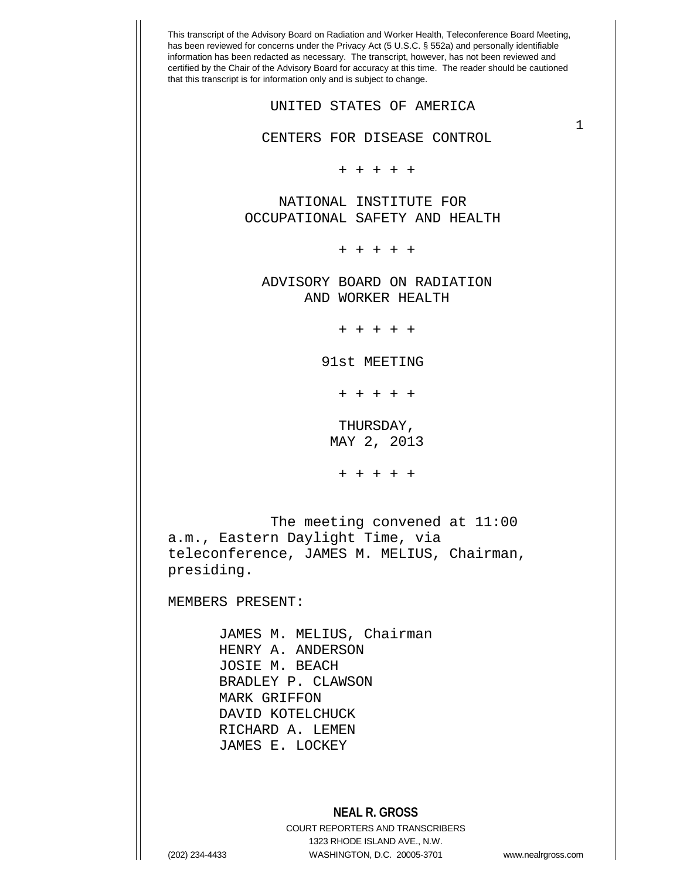This transcript of the Advisory Board on Radiation and Worker Health, Teleconference Board Meeting, has been reviewed for concerns under the Privacy Act (5 U.S.C. § 552a) and personally identifiable information has been redacted as necessary. The transcript, however, has not been reviewed and certified by the Chair of the Advisory Board for accuracy at this time. The reader should be cautioned that this transcript is for information only and is subject to change.

UNITED STATES OF AMERICA

CENTERS FOR DISEASE CONTROL

+ + + + +

NATIONAL INSTITUTE FOR
OCCUPATIONAL SAFETY AND HEALTH

+ + + + +

ADVISORY BOARD ON RADIATION
AND WORKER HEALTH

+ + + + +

91st MEETING

+ + + + +

THURSDAY,
MAY 2, 2013

+ + + + +

The meeting convened at 11:00 a.m., Eastern Daylight Time, via teleconference, JAMES M. MELIUS, Chairman, presiding.

MEMBERS PRESENT:

JAMES M. MELIUS, Chairman
HENRY A. ANDERSON
JOSIE M. BEACH
BRADLEY P. CLAWSON
MARK GRIFFON
DAVID KOTELCHUCK
RICHARD A. LEMEN
JAMES E. LOCKEY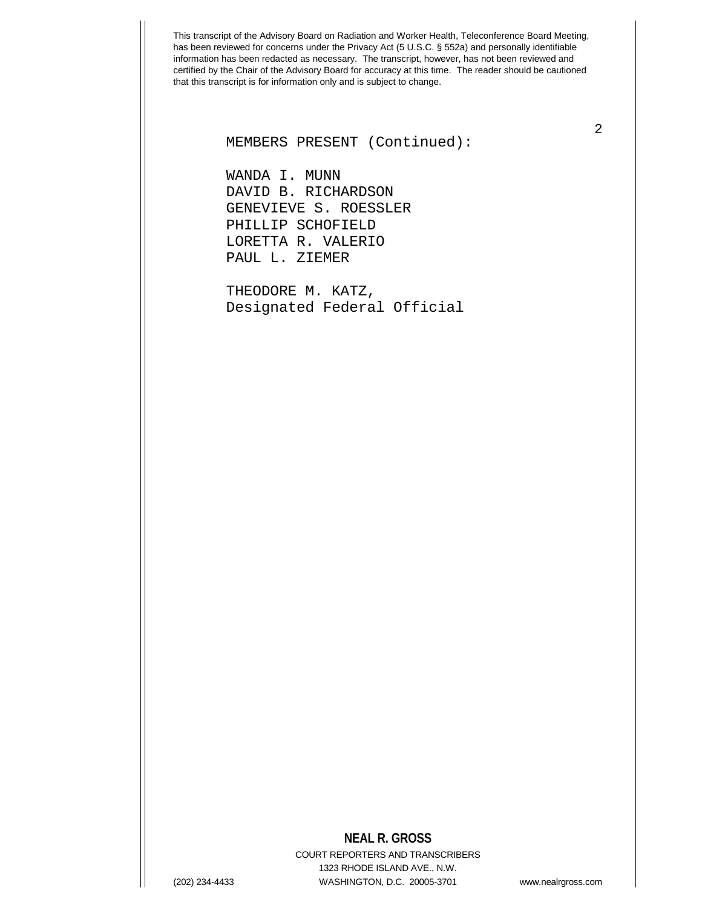MEMBERS PRESENT (Continued):

WANDA I. MUNN
DAVID B. RICHARDSON
GENEVIEVE S. ROESSLER
PHILLIP SCHOFIELD
LORETTA R. VALERIO
PAUL L. ZIEMER

THEODORE M. KATZ,
Designated Federal Official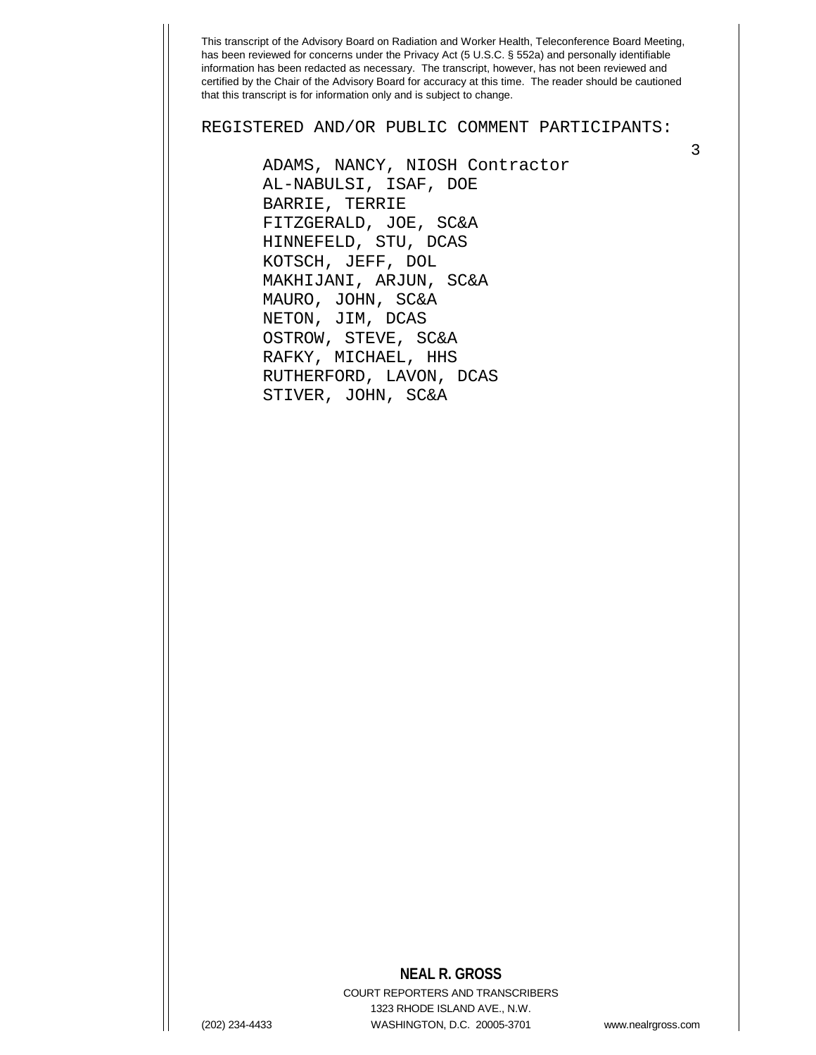This transcript of the Advisory Board on Radiation and Worker Health, Teleconference Board Meeting, has been reviewed for concerns under the Privacy Act (5 U.S.C. § 552a) and personally identifiable information has been redacted as necessary. The transcript, however, has not been reviewed and certified by the Chair of the Advisory Board for accuracy at this time. The reader should be cautioned that this transcript is for information only and is subject to change.

REGISTERED AND/OR PUBLIC COMMENT PARTICIPANTS:

ADAMS, NANCY, NIOSH Contractor
AL-NABULSI, ISAF, DOE
BARRIE, TERRIE
FITZGERALD, JOE, SC&A
HINNEFELD, STU, DCAS
KOTSCH, JEFF, DOL
MAKHIJANI, ARJUN, SC&A
MAURO, JOHN, SC&A
NETON, JIM, DCAS
OSTROW, STEVE, SC&A
RAFKY, MICHAEL, HHS
RUTHERFORD, LAVON, DCAS
STIVER, JOHN, SC&A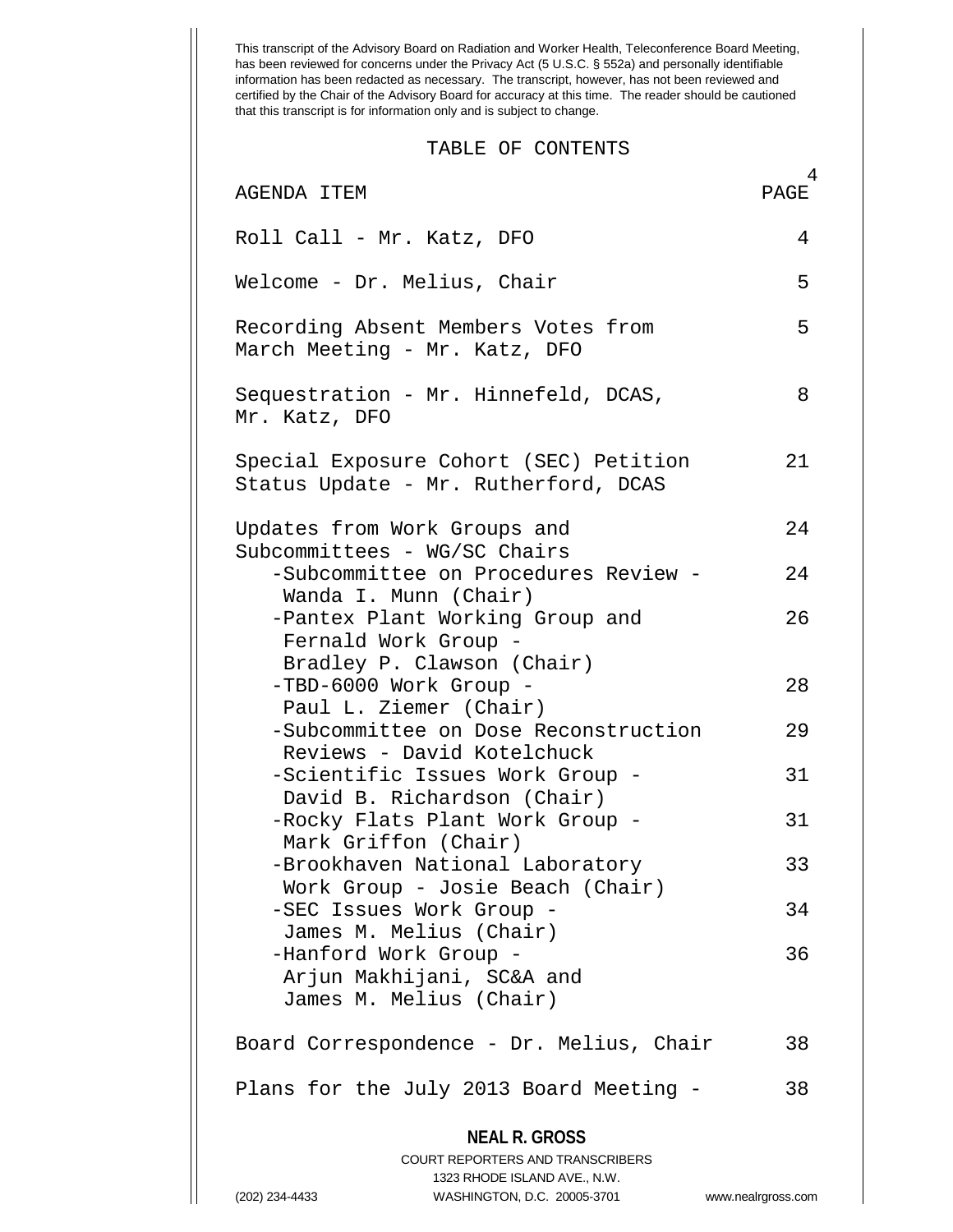This transcript of the Advisory Board on Radiation and Worker Health, Teleconference Board Meeting, has been reviewed for concerns under the Privacy Act (5 U.S.C. § 552a) and personally identifiable information has been redacted as necessary. The transcript, however, has not been reviewed and certified by the Chair of the Advisory Board for accuracy at this time. The reader should be cautioned that this transcript is for information only and is subject to change.

## TABLE OF CONTENTS

| AGENDA ITEM | PAGE |
|---|---|
| Roll Call - Mr. Katz, DFO | 4 |
| Welcome - Dr. Melius, Chair | 5 |
| Recording Absent Members Votes from March Meeting - Mr. Katz, DFO | 5 |
| Sequestration - Mr. Hinnefeld, DCAS, Mr. Katz, DFO | 8 |
| Special Exposure Cohort (SEC) Petition Status Update - Mr. Rutherford, DCAS | 21 |
| Updates from Work Groups and Subcommittees - WG/SC Chairs | 24 |
| -Subcommittee on Procedures Review - Wanda I. Munn (Chair) | 24 |
| -Pantex Plant Working Group and Fernald Work Group - Bradley P. Clawson (Chair) | 26 |
| -TBD-6000 Work Group - Paul L. Ziemer (Chair) | 28 |
| -Subcommittee on Dose Reconstruction Reviews - David Kotelchuck | 29 |
| -Scientific Issues Work Group - David B. Richardson (Chair) | 31 |
| -Rocky Flats Plant Work Group - Mark Griffon (Chair) | 31 |
| -Brookhaven National Laboratory Work Group - Josie Beach (Chair) | 33 |
| -SEC Issues Work Group - James M. Melius (Chair) | 34 |
| -Hanford Work Group - Arjun Makhijani, SC&A and James M. Melius (Chair) | 36 |
| Board Correspondence - Dr. Melius, Chair | 38 |
| Plans for the July 2013 Board Meeting - | 38 |

**NEAL R. GROSS**
COURT REPORTERS AND TRANSCRIBERS
1323 RHODE ISLAND AVE., N.W.
(202) 234-4433 WASHINGTON, D.C. 20005-3701 www.nealrgross.com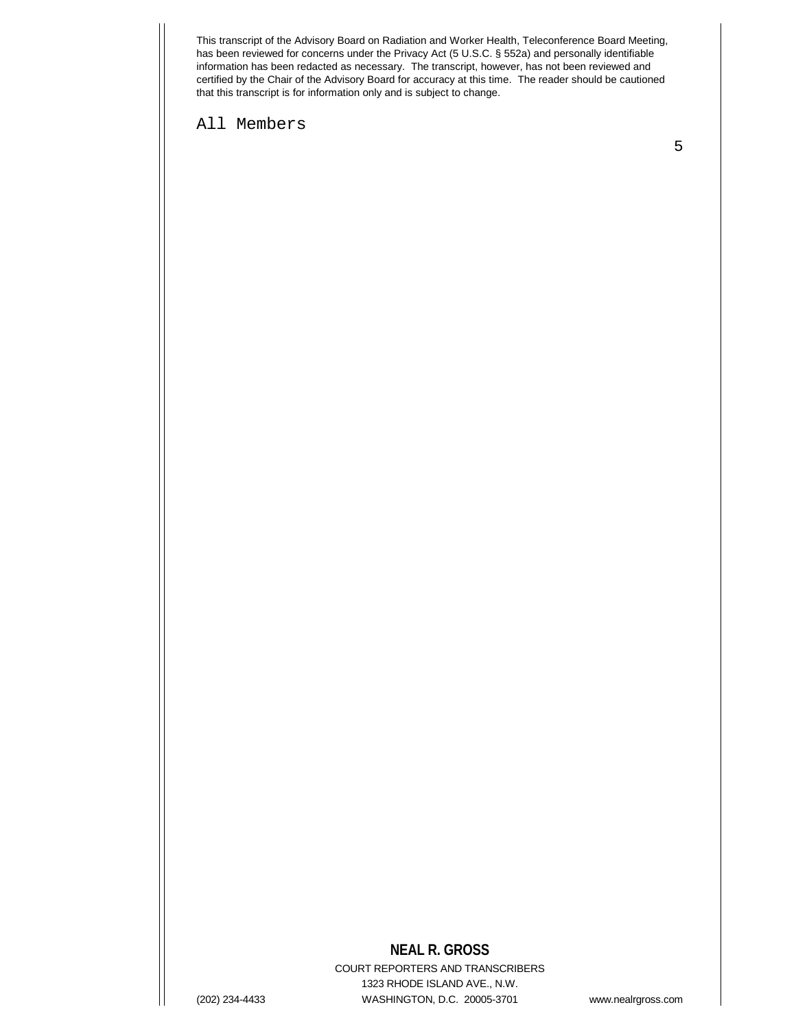All Members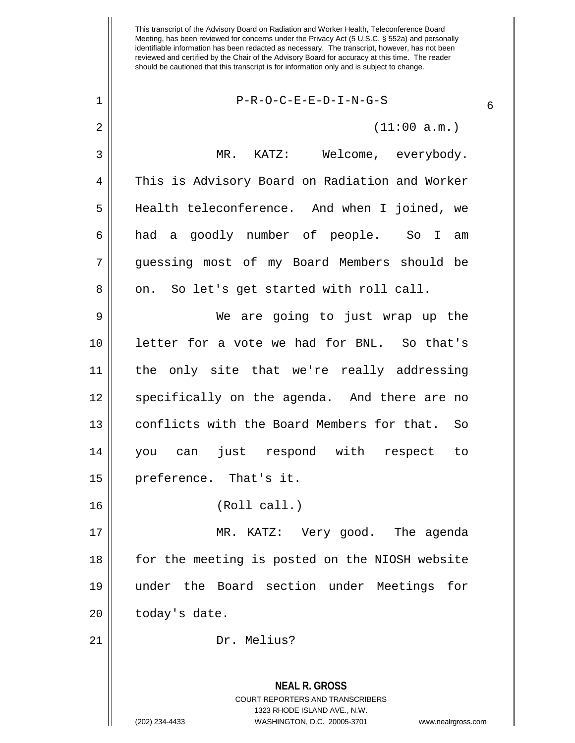This transcript of the Advisory Board on Radiation and Worker Health, Teleconference Board Meeting, has been reviewed for concerns under the Privacy Act (5 U.S.C. § 552a) and personally identifiable information has been redacted as necessary. The transcript, however, has not been reviewed and certified by the Chair of the Advisory Board for accuracy at this time. The reader should be cautioned that this transcript is for information only and is subject to change.

P-R-O-C-E-E-D-I-N-G-S

(11:00 a.m.)

MR. KATZ: Welcome, everybody. This is Advisory Board on Radiation and Worker Health teleconference. And when I joined, we had a goodly number of people. So I am guessing most of my Board Members should be on. So let's get started with roll call.

We are going to just wrap up the letter for a vote we had for BNL. So that's the only site that we're really addressing specifically on the agenda. And there are no conflicts with the Board Members for that. So you can just respond with respect to preference. That's it.

(Roll call.)

MR. KATZ: Very good. The agenda for the meeting is posted on the NIOSH website under the Board section under Meetings for today's date.

Dr. Melius?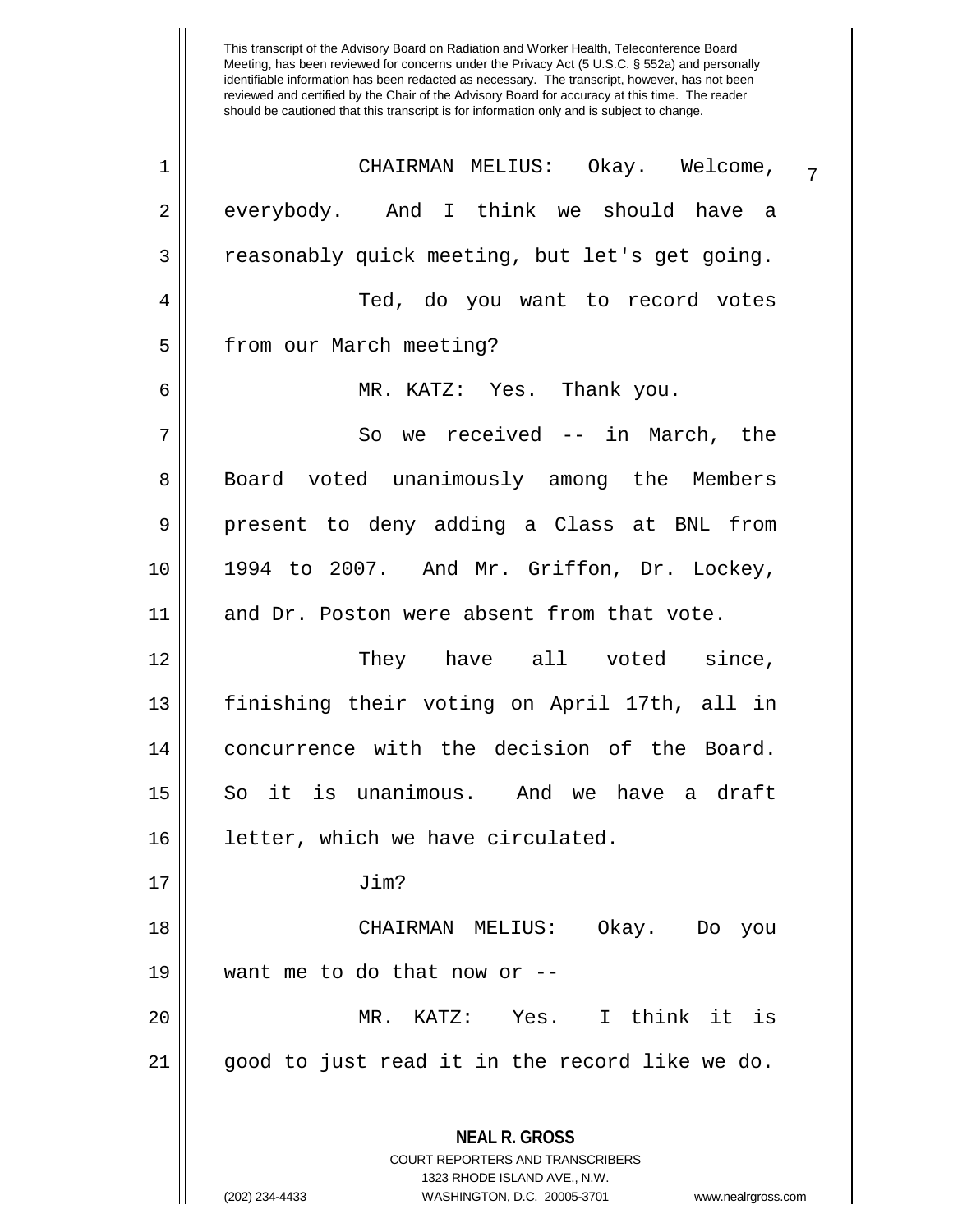CHAIRMAN MELIUS: Okay. Welcome, everybody. And I think we should have a reasonably quick meeting, but let's get going.

Ted, do you want to record votes from our March meeting?

MR. KATZ: Yes. Thank you.

So we received -- in March, the Board voted unanimously among the Members present to deny adding a Class at BNL from 1994 to 2007. And Mr. Griffon, Dr. Lockey, and Dr. Poston were absent from that vote.

They have all voted since, finishing their voting on April 17th, all in concurrence with the decision of the Board. So it is unanimous. And we have a draft letter, which we have circulated.

Jim?

CHAIRMAN MELIUS: Okay. Do you want me to do that now or --

MR. KATZ: Yes. I think it is good to just read it in the record like we do.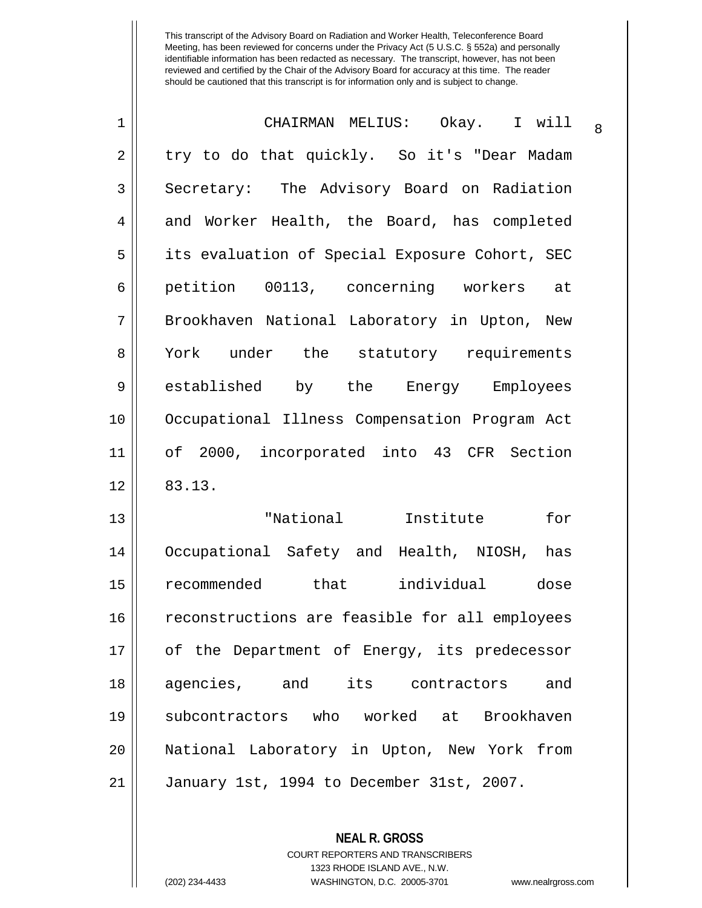CHAIRMAN MELIUS: Okay. I will try to do that quickly. So it's "Dear Madam Secretary: The Advisory Board on Radiation and Worker Health, the Board, has completed its evaluation of Special Exposure Cohort, SEC petition 00113, concerning workers at Brookhaven National Laboratory in Upton, New York under the statutory requirements established by the Energy Employees Occupational Illness Compensation Program Act of 2000, incorporated into 43 CFR Section 83.13.

"National Institute for Occupational Safety and Health, NIOSH, has recommended that individual dose reconstructions are feasible for all employees of the Department of Energy, its predecessor agencies, and its contractors and subcontractors who worked at Brookhaven National Laboratory in Upton, New York from January 1st, 1994 to December 31st, 2007.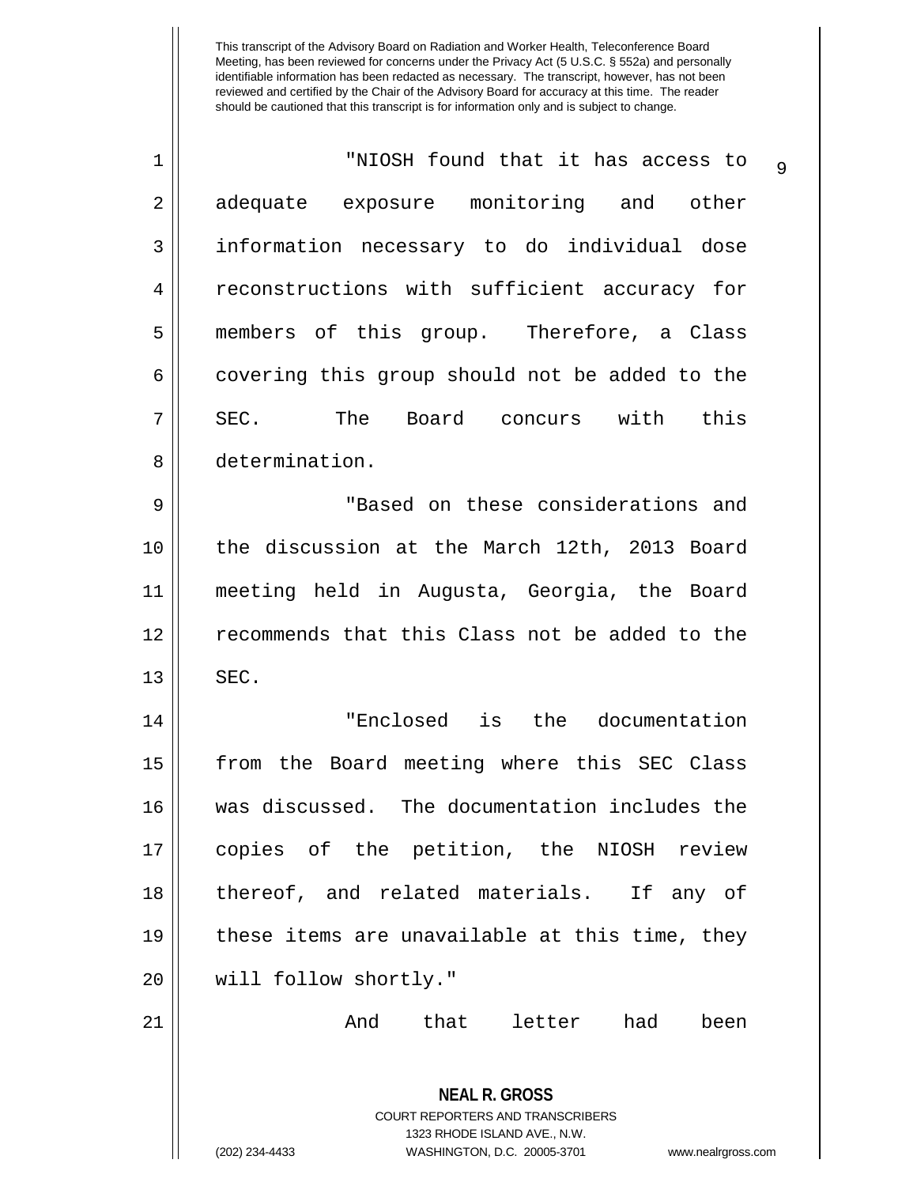"NIOSH found that it has access to adequate exposure monitoring and other information necessary to do individual dose reconstructions with sufficient accuracy for members of this group. Therefore, a Class covering this group should not be added to the SEC. The Board concurs with this determination.

"Based on these considerations and the discussion at the March 12th, 2013 Board meeting held in Augusta, Georgia, the Board recommends that this Class not be added to the SEC.

"Enclosed is the documentation from the Board meeting where this SEC Class was discussed. The documentation includes the copies of the petition, the NIOSH review thereof, and related materials. If any of these items are unavailable at this time, they will follow shortly."

And that letter had been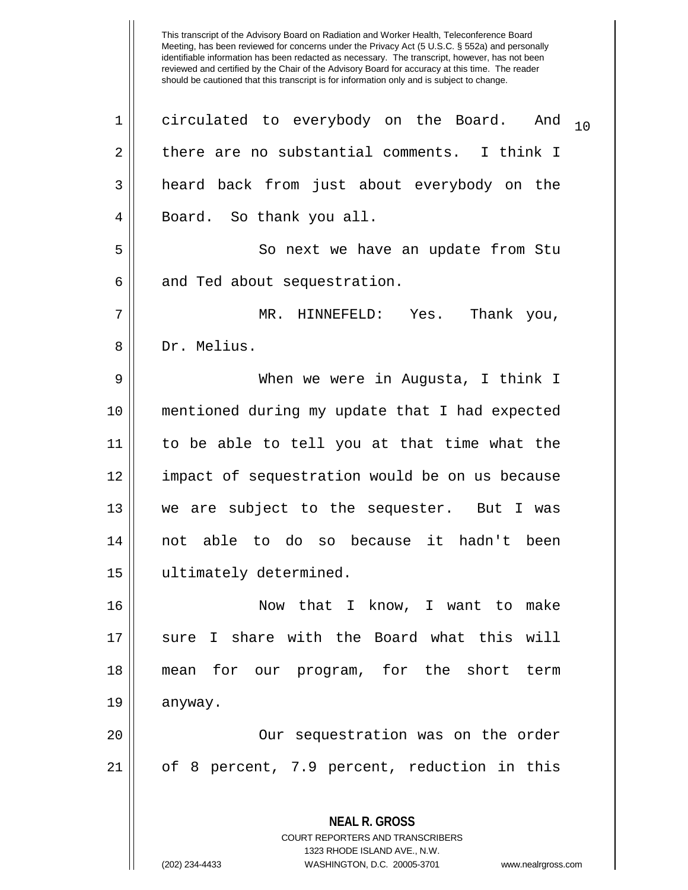circulated to everybody on the Board. And there are no substantial comments. I think I heard back from just about everybody on the Board. So thank you all.

So next we have an update from Stu and Ted about sequestration.

MR. HINNEFELD: Yes. Thank you, Dr. Melius.

When we were in Augusta, I think I mentioned during my update that I had expected to be able to tell you at that time what the impact of sequestration would be on us because we are subject to the sequester. But I was not able to do so because it hadn't been ultimately determined.

Now that I know, I want to make sure I share with the Board what this will mean for our program, for the short term anyway.

Our sequestration was on the order of 8 percent, 7.9 percent, reduction in this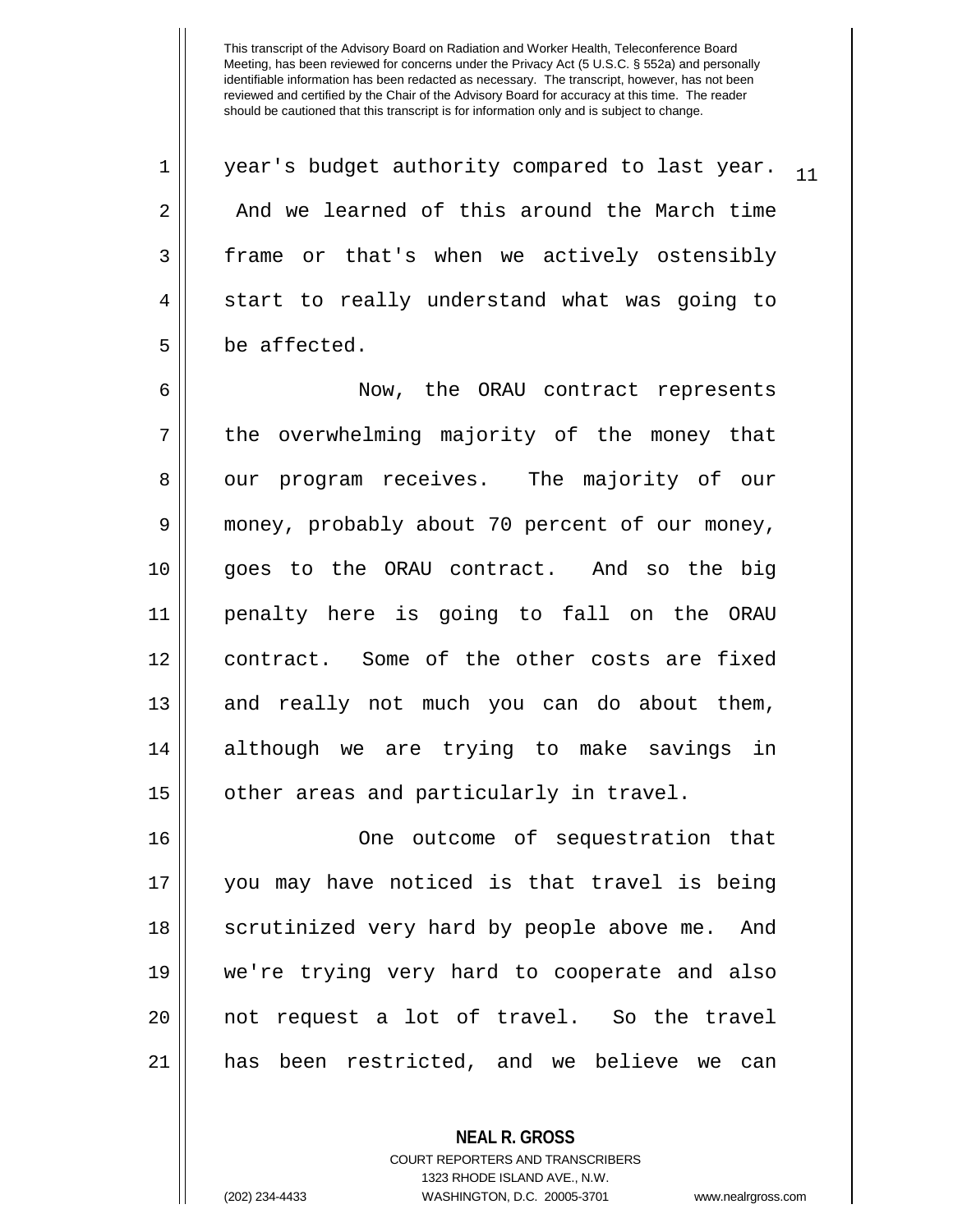year's budget authority compared to last year. And we learned of this around the March time frame or that's when we actively ostensibly start to really understand what was going to be affected.

Now, the ORAU contract represents the overwhelming majority of the money that our program receives. The majority of our money, probably about 70 percent of our money, goes to the ORAU contract. And so the big penalty here is going to fall on the ORAU contract. Some of the other costs are fixed and really not much you can do about them, although we are trying to make savings in other areas and particularly in travel.

One outcome of sequestration that you may have noticed is that travel is being scrutinized very hard by people above me. And we're trying very hard to cooperate and also not request a lot of travel. So the travel has been restricted, and we believe we can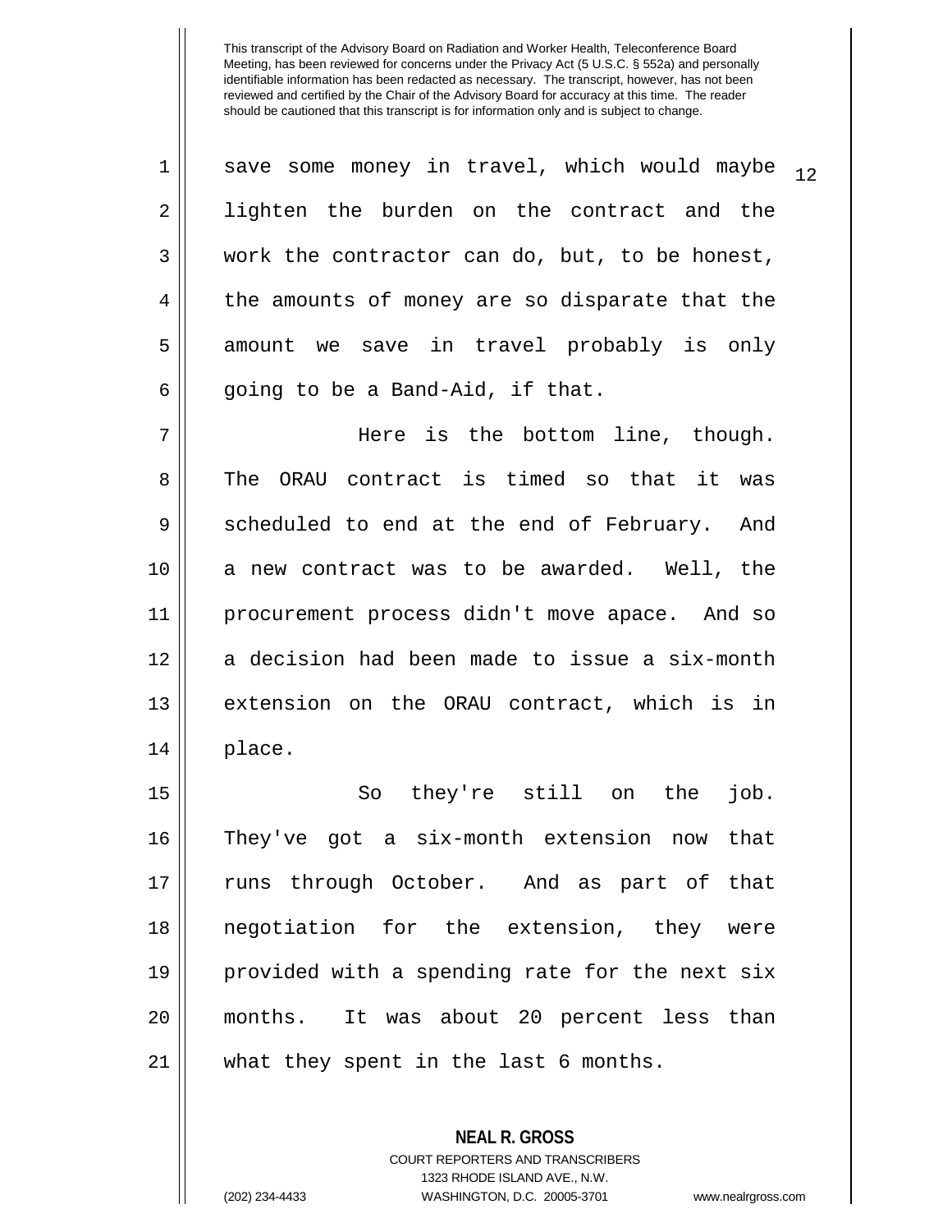save some money in travel, which would maybe lighten the burden on the contract and the work the contractor can do, but, to be honest, the amounts of money are so disparate that the amount we save in travel probably is only going to be a Band-Aid, if that.

Here is the bottom line, though. The ORAU contract is timed so that it was scheduled to end at the end of February. And a new contract was to be awarded. Well, the procurement process didn't move apace. And so a decision had been made to issue a six-month extension on the ORAU contract, which is in place.

So they're still on the job. They've got a six-month extension now that runs through October. And as part of that negotiation for the extension, they were provided with a spending rate for the next six months. It was about 20 percent less than what they spent in the last 6 months.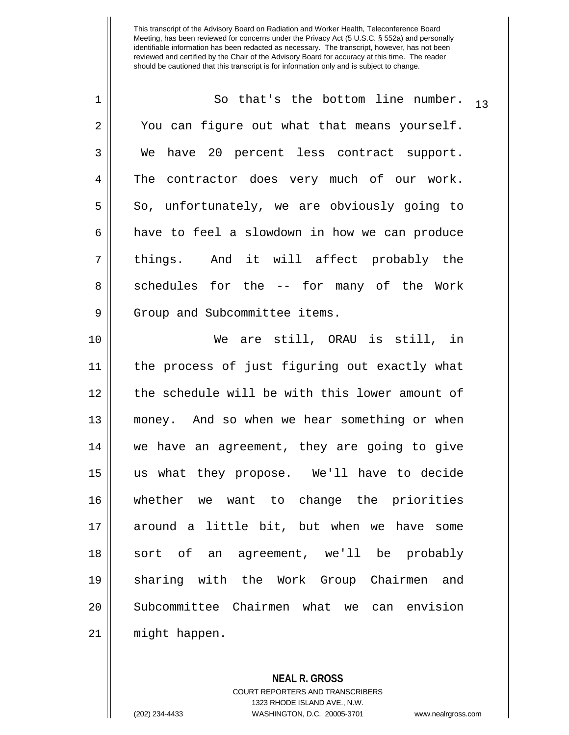This transcript of the Advisory Board on Radiation and Worker Health, Teleconference Board Meeting, has been reviewed for concerns under the Privacy Act (5 U.S.C. § 552a) and personally identifiable information has been redacted as necessary. The transcript, however, has not been reviewed and certified by the Chair of the Advisory Board for accuracy at this time. The reader should be cautioned that this transcript is for information only and is subject to change.

So that's the bottom line number. You can figure out what that means yourself. We have 20 percent less contract support. The contractor does very much of our work. So, unfortunately, we are obviously going to have to feel a slowdown in how we can produce things. And it will affect probably the schedules for the -- for many of the Work Group and Subcommittee items.

We are still, ORAU is still, in the process of just figuring out exactly what the schedule will be with this lower amount of money. And so when we hear something or when we have an agreement, they are going to give us what they propose. We'll have to decide whether we want to change the priorities around a little bit, but when we have some sort of an agreement, we'll be probably sharing with the Work Group Chairmen and Subcommittee Chairmen what we can envision might happen.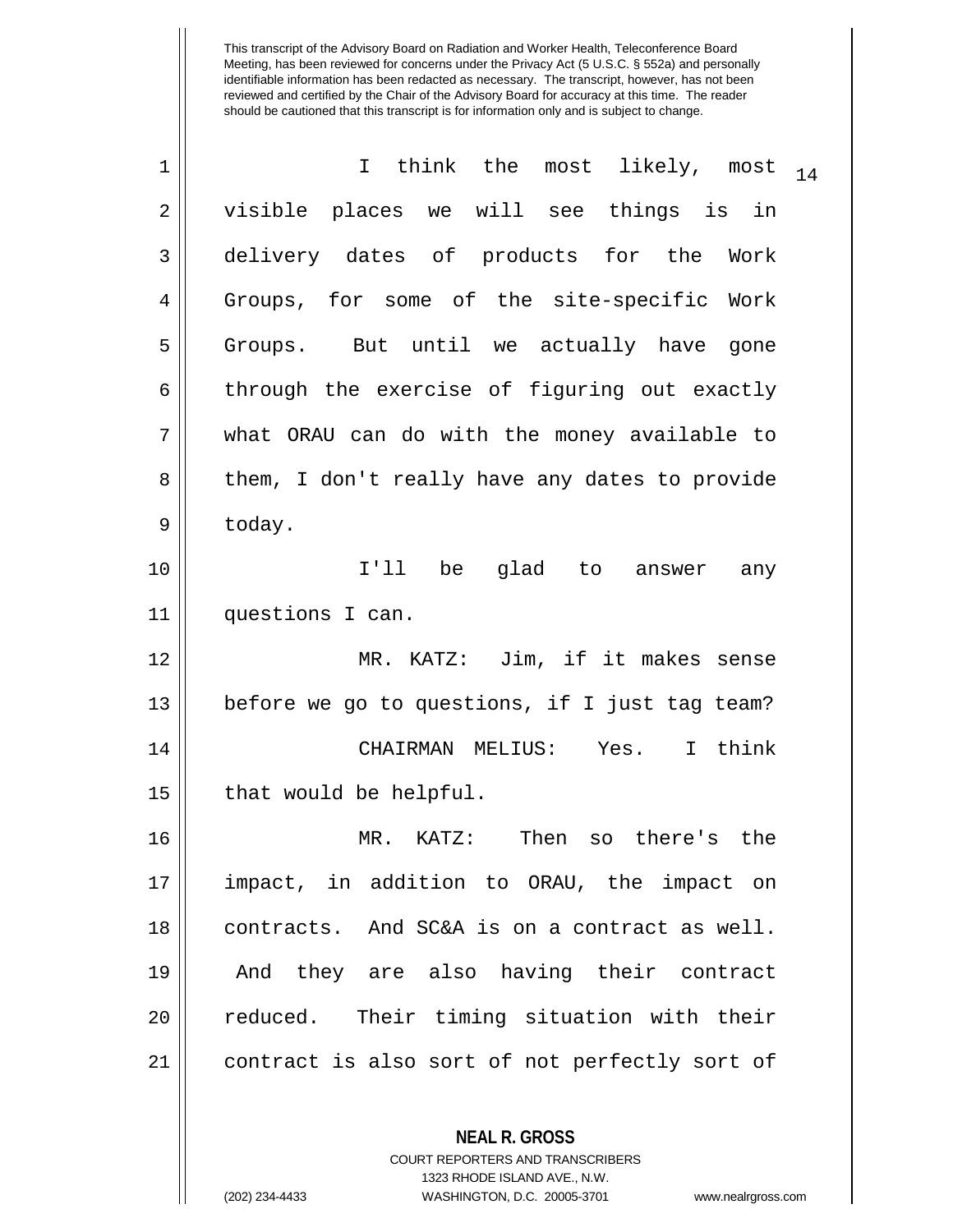I think the most likely, most visible places we will see things is in delivery dates of products for the Work Groups, for some of the site-specific Work Groups. But until we actually have gone through the exercise of figuring out exactly what ORAU can do with the money available to them, I don't really have any dates to provide today.

I'll be glad to answer any questions I can.

MR. KATZ: Jim, if it makes sense before we go to questions, if I just tag team?

CHAIRMAN MELIUS: Yes. I think that would be helpful.

MR. KATZ: Then so there's the impact, in addition to ORAU, the impact on contracts. And SC&A is on a contract as well. And they are also having their contract reduced. Their timing situation with their contract is also sort of not perfectly sort of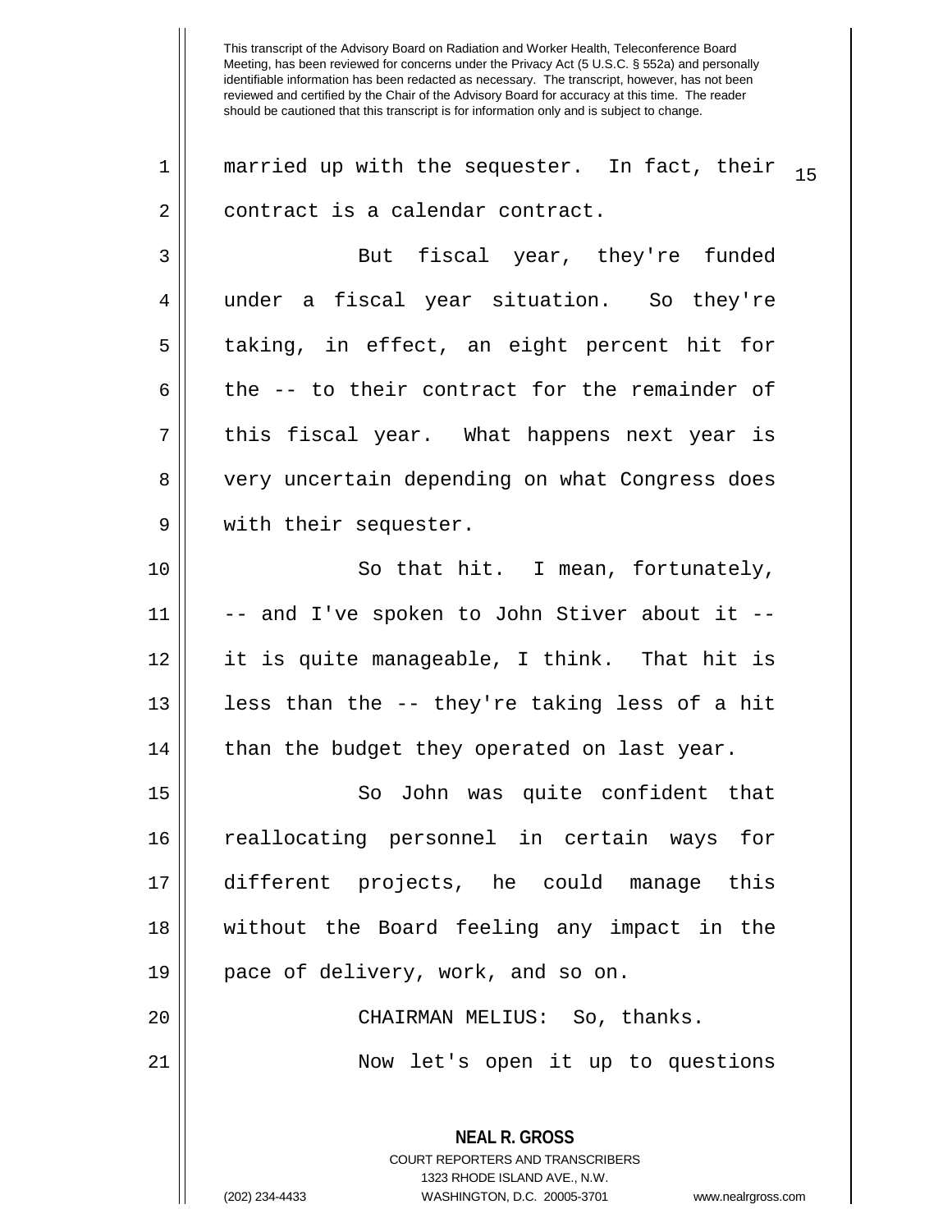married up with the sequester. In fact, their contract is a calendar contract.

But fiscal year, they're funded under a fiscal year situation. So they're taking, in effect, an eight percent hit for the -- to their contract for the remainder of this fiscal year. What happens next year is very uncertain depending on what Congress does with their sequester.

So that hit. I mean, fortunately, -- and I've spoken to John Stiver about it -- it is quite manageable, I think. That hit is less than the -- they're taking less of a hit than the budget they operated on last year.

So John was quite confident that reallocating personnel in certain ways for different projects, he could manage this without the Board feeling any impact in the pace of delivery, work, and so on.

CHAIRMAN MELIUS: So, thanks.

Now let's open it up to questions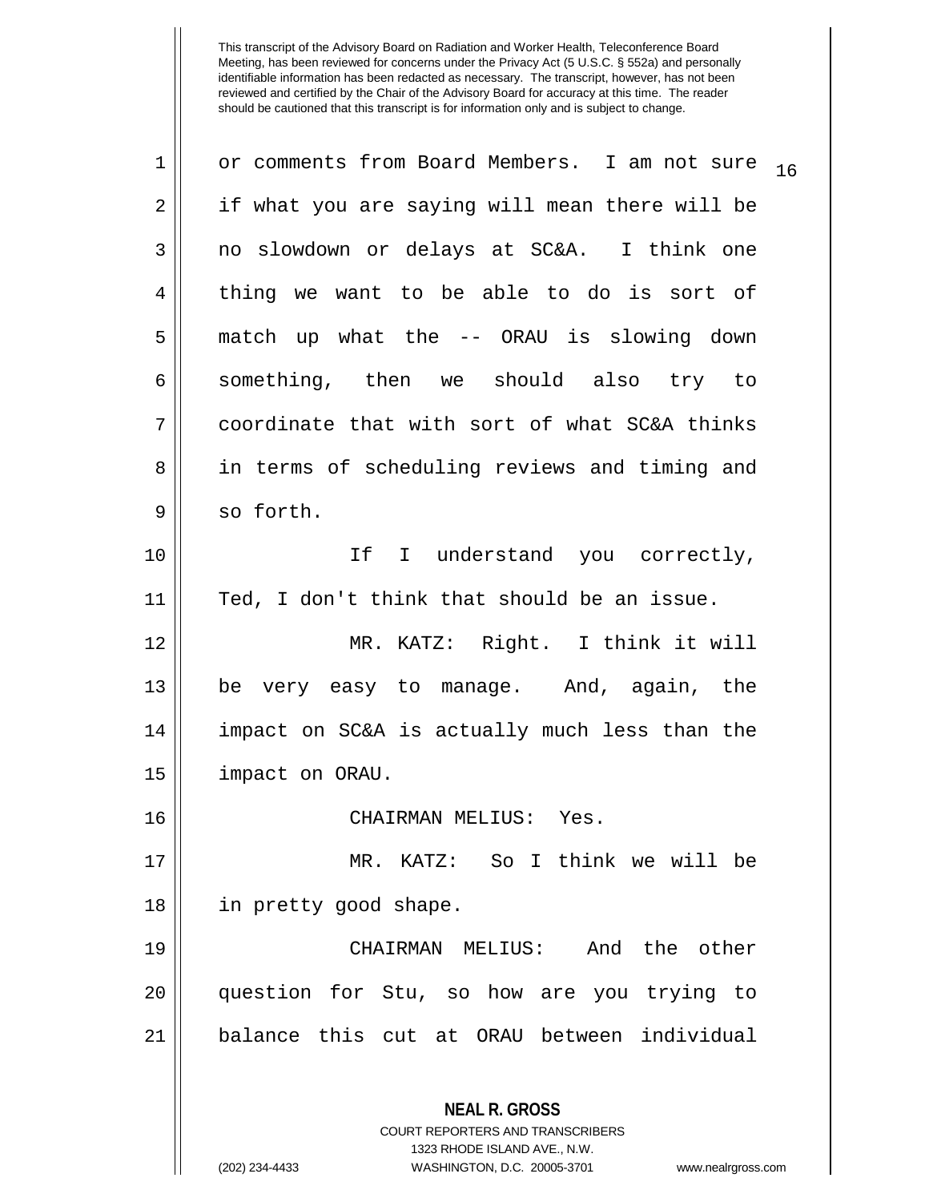or comments from Board Members. I am not sure if what you are saying will mean there will be no slowdown or delays at SC&A. I think one thing we want to be able to do is sort of match up what the -- ORAU is slowing down something, then we should also try to coordinate that with sort of what SC&A thinks in terms of scheduling reviews and timing and so forth.

If I understand you correctly, Ted, I don't think that should be an issue.

MR. KATZ: Right. I think it will be very easy to manage. And, again, the impact on SC&A is actually much less than the impact on ORAU.

CHAIRMAN MELIUS: Yes.

MR. KATZ: So I think we will be in pretty good shape.

CHAIRMAN MELIUS: And the other question for Stu, so how are you trying to balance this cut at ORAU between individual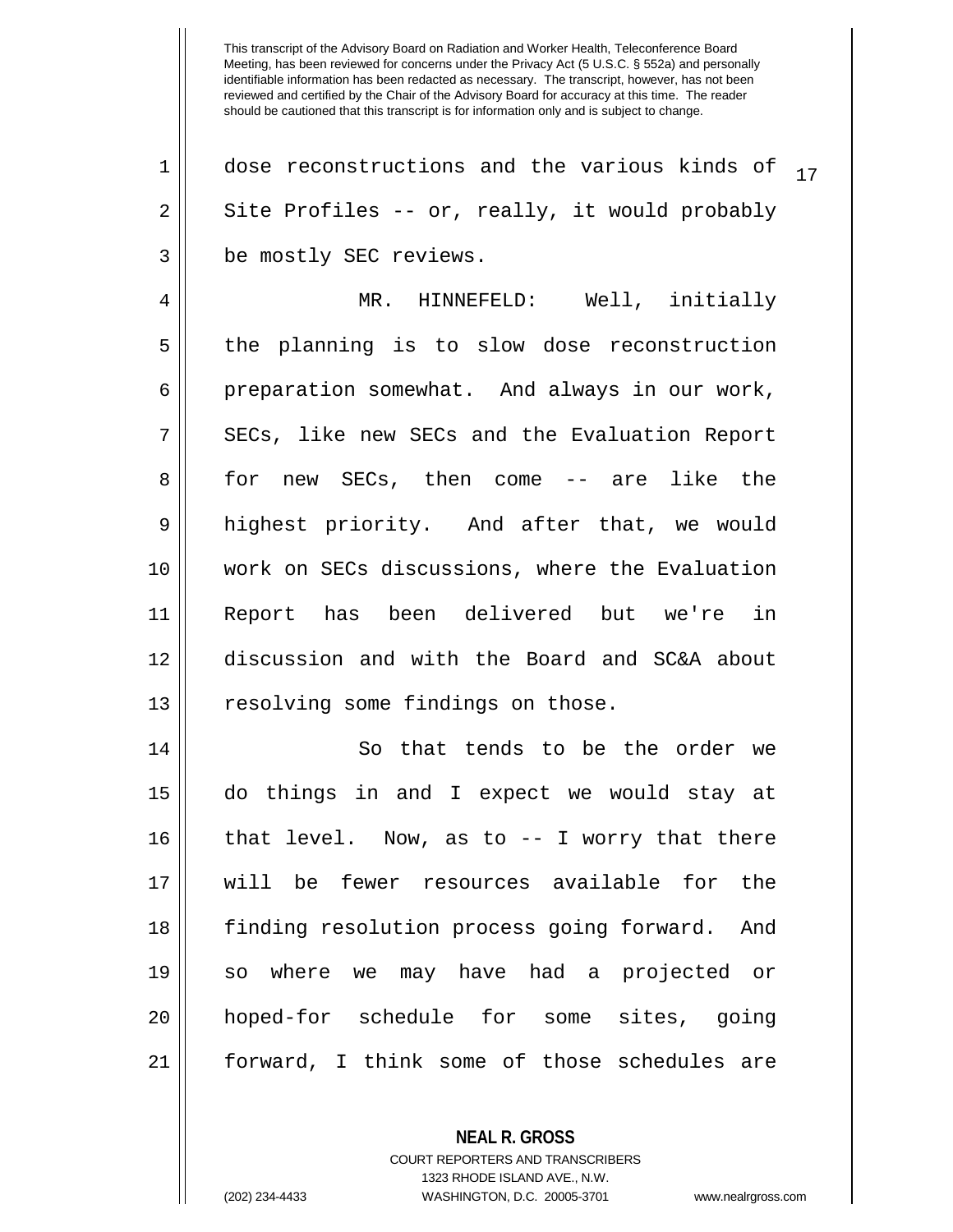This transcript of the Advisory Board on Radiation and Worker Health, Teleconference Board Meeting, has been reviewed for concerns under the Privacy Act (5 U.S.C. § 552a) and personally identifiable information has been redacted as necessary. The transcript, however, has not been reviewed and certified by the Chair of the Advisory Board for accuracy at this time. The reader should be cautioned that this transcript is for information only and is subject to change.

dose reconstructions and the various kinds of Site Profiles -- or, really, it would probably be mostly SEC reviews.

MR. HINNEFELD: Well, initially the planning is to slow dose reconstruction preparation somewhat. And always in our work, SECs, like new SECs and the Evaluation Report for new SECs, then come -- are like the highest priority. And after that, we would work on SECs discussions, where the Evaluation Report has been delivered but we're in discussion and with the Board and SC&A about resolving some findings on those.

So that tends to be the order we do things in and I expect we would stay at that level. Now, as to -- I worry that there will be fewer resources available for the finding resolution process going forward. And so where we may have had a projected or hoped-for schedule for some sites, going forward, I think some of those schedules are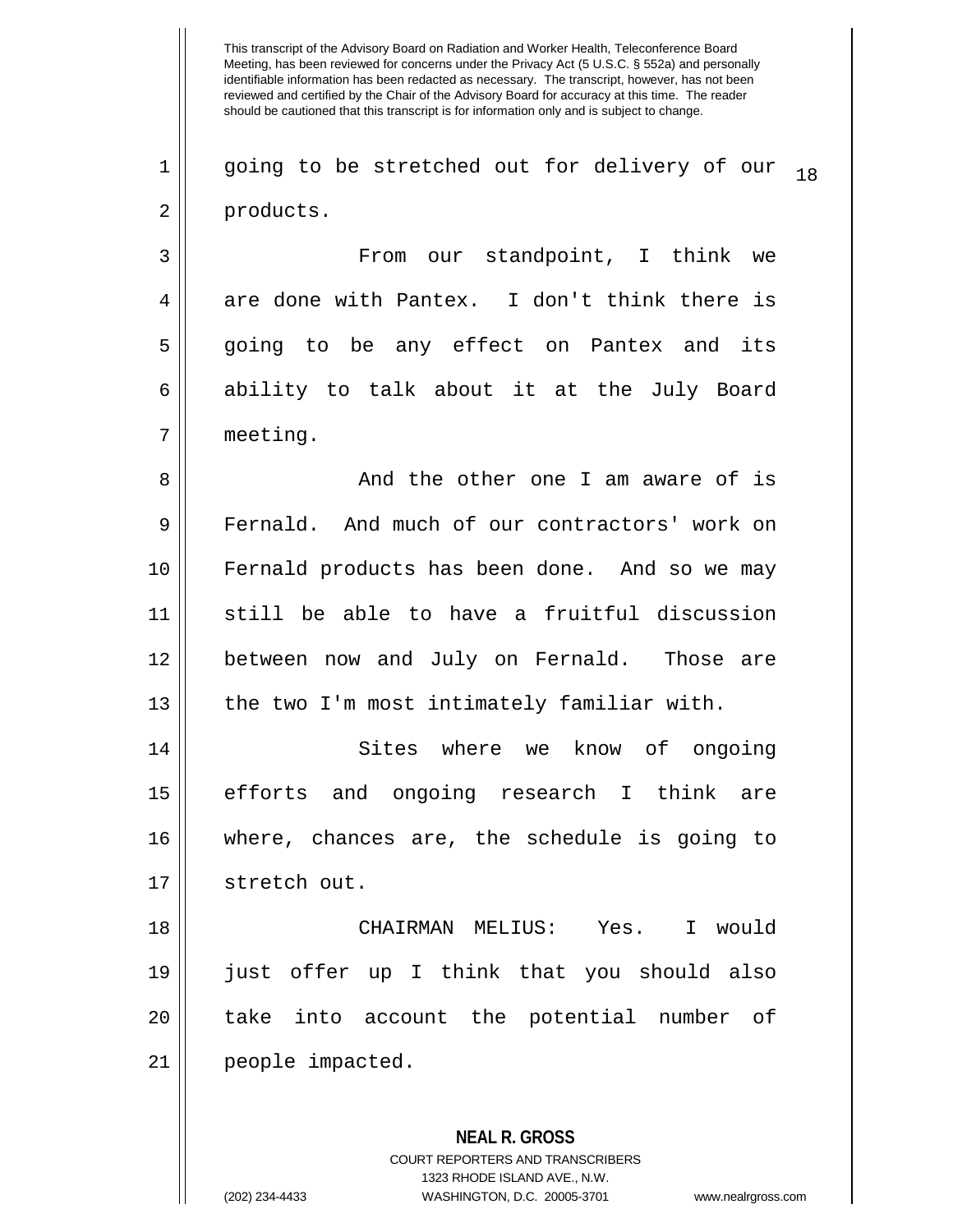going to be stretched out for delivery of our products.

From our standpoint, I think we are done with Pantex. I don't think there is going to be any effect on Pantex and its ability to talk about it at the July Board meeting.

And the other one I am aware of is Fernald. And much of our contractors' work on Fernald products has been done. And so we may still be able to have a fruitful discussion between now and July on Fernald. Those are the two I'm most intimately familiar with.

Sites where we know of ongoing efforts and ongoing research I think are where, chances are, the schedule is going to stretch out.

CHAIRMAN MELIUS: Yes. I would just offer up I think that you should also take into account the potential number of people impacted.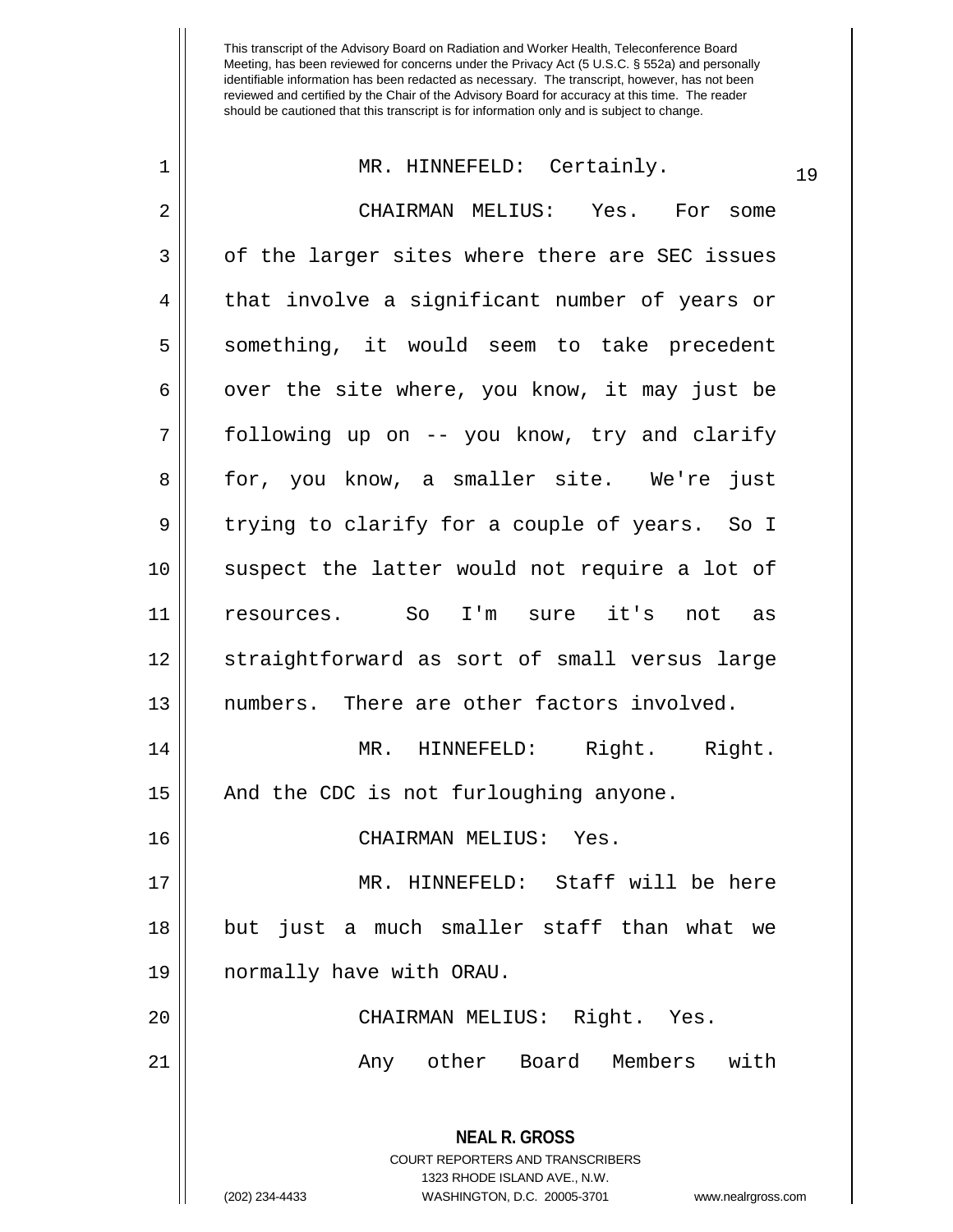MR. HINNEFELD: Certainly.

CHAIRMAN MELIUS: Yes. For some of the larger sites where there are SEC issues that involve a significant number of years or something, it would seem to take precedent over the site where, you know, it may just be following up on -- you know, try and clarify for, you know, a smaller site. We're just trying to clarify for a couple of years. So I suspect the latter would not require a lot of resources. So I'm sure it's not as straightforward as sort of small versus large numbers. There are other factors involved.

MR. HINNEFELD: Right. Right. And the CDC is not furloughing anyone.

CHAIRMAN MELIUS: Yes.

MR. HINNEFELD: Staff will be here but just a much smaller staff than what we normally have with ORAU.

CHAIRMAN MELIUS: Right. Yes.

Any other Board Members with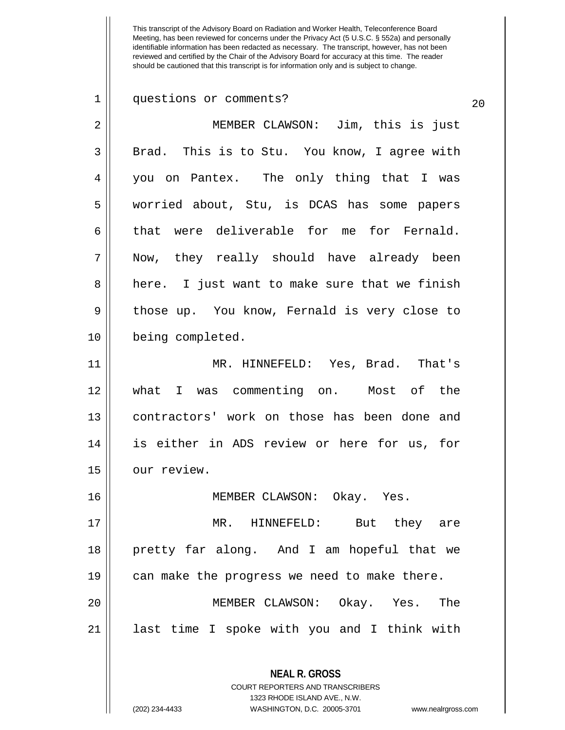questions or comments?

MEMBER CLAWSON: Jim, this is just Brad. This is to Stu. You know, I agree with you on Pantex. The only thing that I was worried about, Stu, is DCAS has some papers that were deliverable for me for Fernald. Now, they really should have already been here. I just want to make sure that we finish those up. You know, Fernald is very close to being completed.

MR. HINNEFELD: Yes, Brad. That's what I was commenting on. Most of the contractors' work on those has been done and is either in ADS review or here for us, for our review.

MEMBER CLAWSON: Okay. Yes.

MR. HINNEFELD: But they are pretty far along. And I am hopeful that we can make the progress we need to make there.

MEMBER CLAWSON: Okay. Yes. The last time I spoke with you and I think with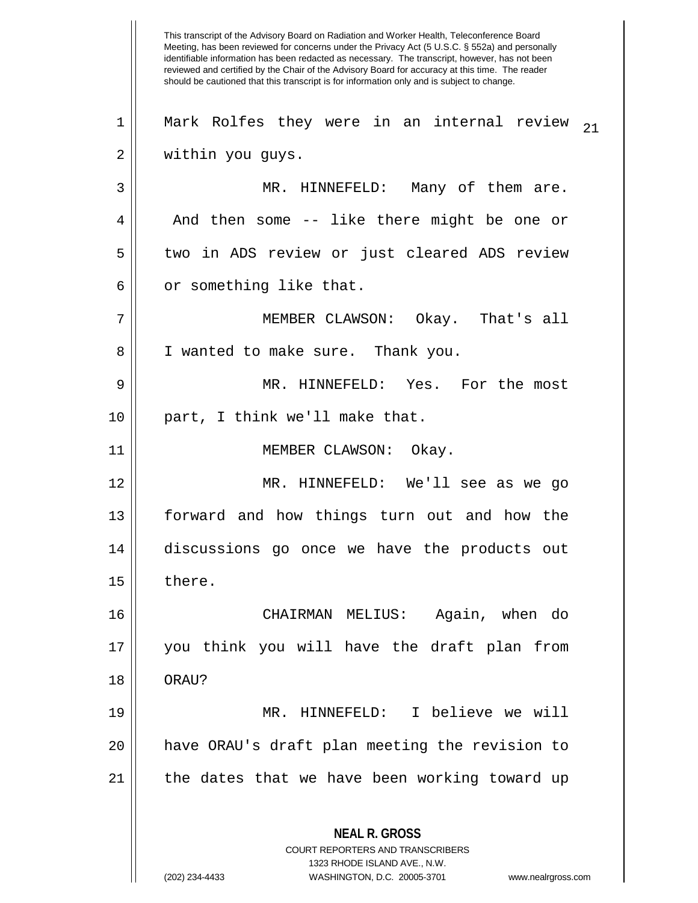This transcript of the Advisory Board on Radiation and Worker Health, Teleconference Board Meeting, has been reviewed for concerns under the Privacy Act (5 U.S.C. § 552a) and personally identifiable information has been redacted as necessary. The transcript, however, has not been reviewed and certified by the Chair of the Advisory Board for accuracy at this time. The reader should be cautioned that this transcript is for information only and is subject to change.

Mark Rolfes they were in an internal review within you guys.

MR. HINNEFELD: Many of them are. And then some -- like there might be one or two in ADS review or just cleared ADS review or something like that.

MEMBER CLAWSON: Okay. That's all I wanted to make sure. Thank you.

MR. HINNEFELD: Yes. For the most part, I think we'll make that.

MEMBER CLAWSON: Okay.

MR. HINNEFELD: We'll see as we go forward and how things turn out and how the discussions go once we have the products out there.

CHAIRMAN MELIUS: Again, when do you think you will have the draft plan from ORAU?

MR. HINNEFELD: I believe we will have ORAU's draft plan meeting the revision to the dates that we have been working toward up

**NEAL R. GROSS**
COURT REPORTERS AND TRANSCRIBERS
1323 RHODE ISLAND AVE., N.W.
(202) 234-4433 WASHINGTON, D.C. 20005-3701 www.nealrgross.com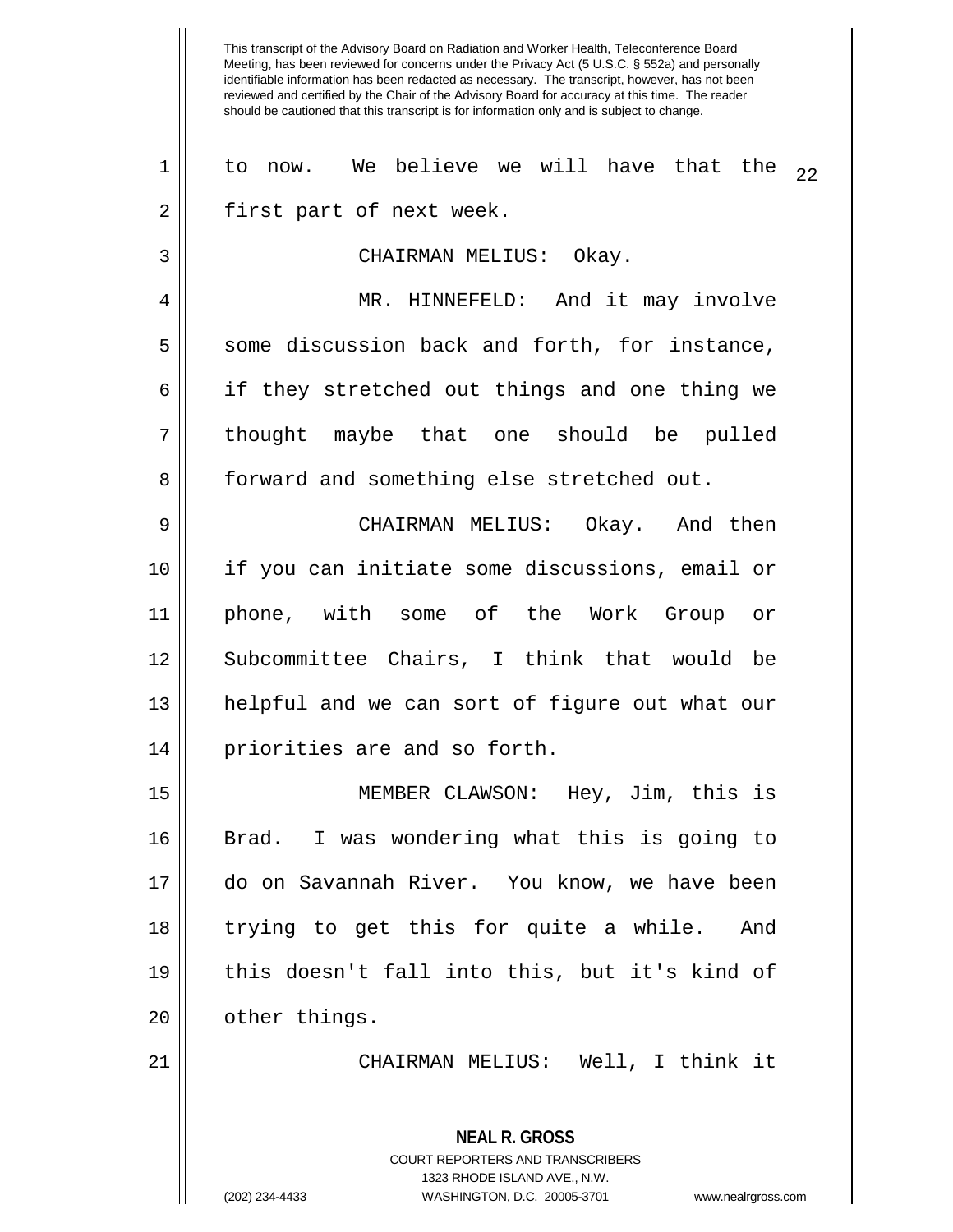This transcript of the Advisory Board on Radiation and Worker Health, Teleconference Board Meeting, has been reviewed for concerns under the Privacy Act (5 U.S.C. § 552a) and personally identifiable information has been redacted as necessary. The transcript, however, has not been reviewed and certified by the Chair of the Advisory Board for accuracy at this time. The reader should be cautioned that this transcript is for information only and is subject to change.

to now. We believe we will have that the first part of next week.

CHAIRMAN MELIUS: Okay.

MR. HINNEFELD: And it may involve some discussion back and forth, for instance, if they stretched out things and one thing we thought maybe that one should be pulled forward and something else stretched out.

CHAIRMAN MELIUS: Okay. And then if you can initiate some discussions, email or phone, with some of the Work Group or Subcommittee Chairs, I think that would be helpful and we can sort of figure out what our priorities are and so forth.

MEMBER CLAWSON: Hey, Jim, this is Brad. I was wondering what this is going to do on Savannah River. You know, we have been trying to get this for quite a while. And this doesn't fall into this, but it's kind of other things.

CHAIRMAN MELIUS: Well, I think it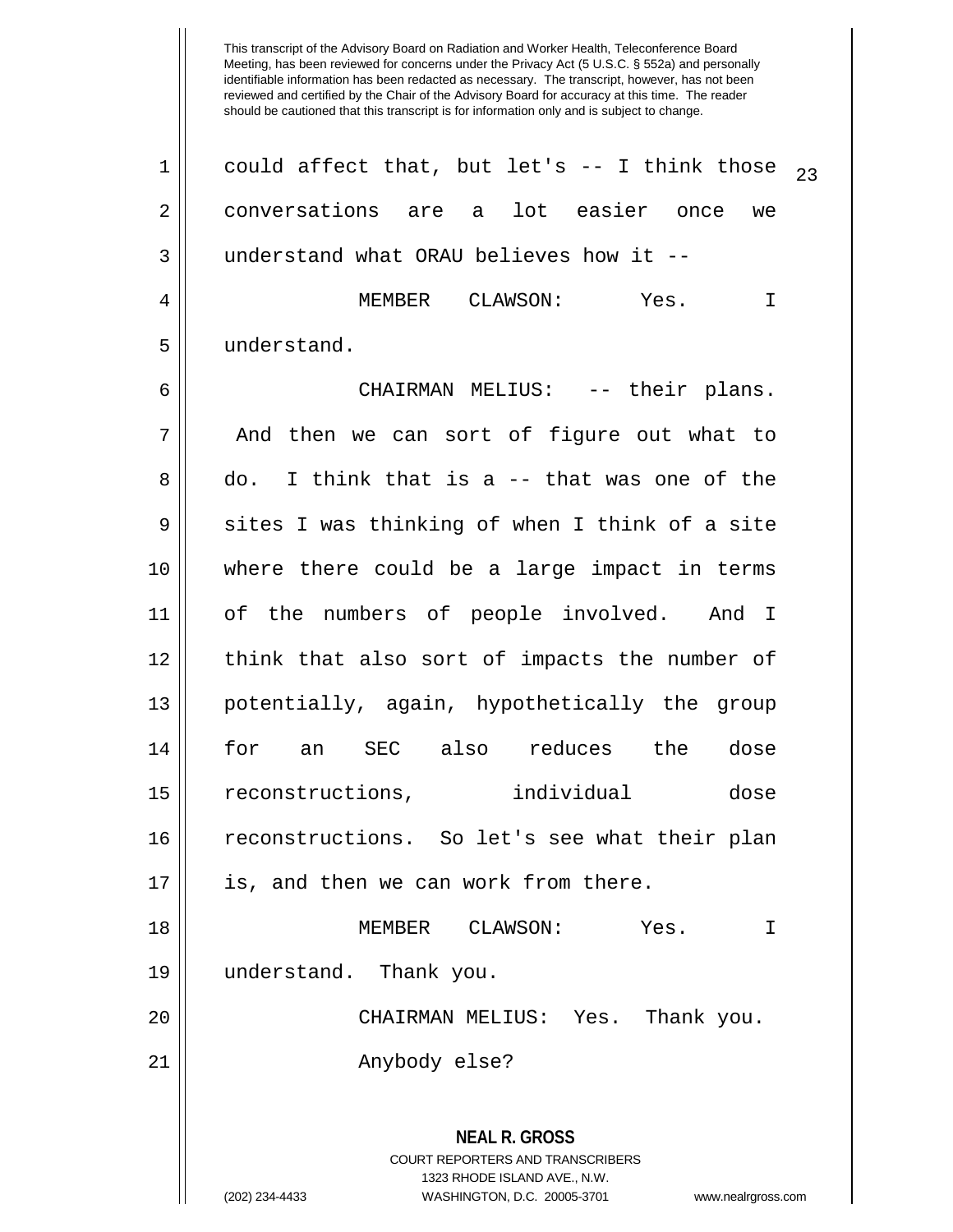This transcript of the Advisory Board on Radiation and Worker Health, Teleconference Board Meeting, has been reviewed for concerns under the Privacy Act (5 U.S.C. § 552a) and personally identifiable information has been redacted as necessary. The transcript, however, has not been reviewed and certified by the Chair of the Advisory Board for accuracy at this time. The reader should be cautioned that this transcript is for information only and is subject to change.

could affect that, but let's -- I think those conversations are a lot easier once we understand what ORAU believes how it --

MEMBER CLAWSON: Yes. I understand.

CHAIRMAN MELIUS: -- their plans. And then we can sort of figure out what to do. I think that is a -- that was one of the sites I was thinking of when I think of a site where there could be a large impact in terms of the numbers of people involved. And I think that also sort of impacts the number of potentially, again, hypothetically the group for an SEC also reduces the dose reconstructions, individual dose reconstructions. So let's see what their plan is, and then we can work from there.

MEMBER CLAWSON: Yes. I understand. Thank you.

CHAIRMAN MELIUS: Yes. Thank you.

Anybody else?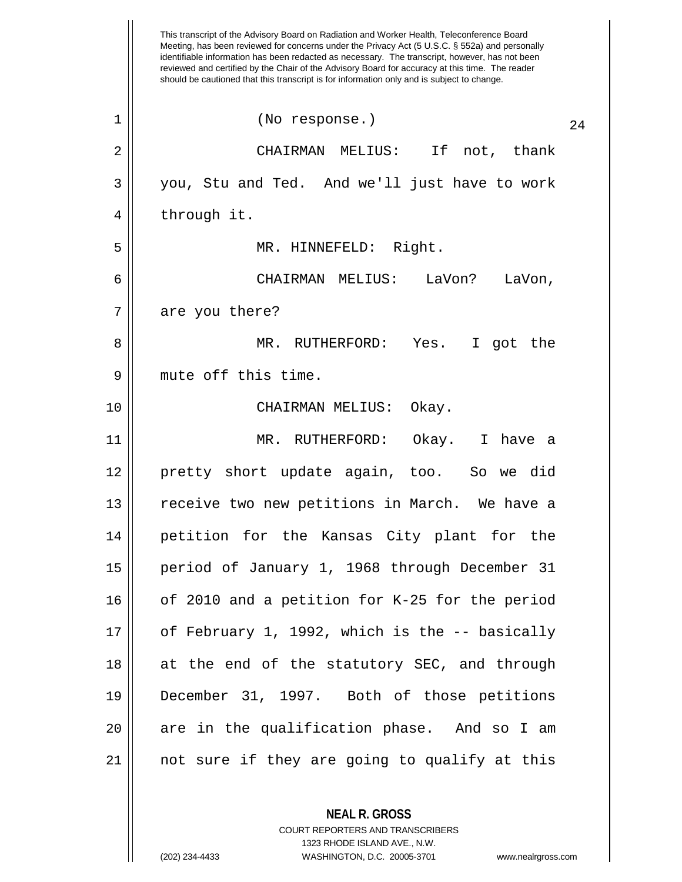This transcript of the Advisory Board on Radiation and Worker Health, Teleconference Board Meeting, has been reviewed for concerns under the Privacy Act (5 U.S.C. § 552a) and personally identifiable information has been redacted as necessary. The transcript, however, has not been reviewed and certified by the Chair of the Advisory Board for accuracy at this time. The reader should be cautioned that this transcript is for information only and is subject to change.

(No response.)

CHAIRMAN MELIUS: If not, thank you, Stu and Ted. And we'll just have to work through it.

MR. HINNEFELD: Right.

CHAIRMAN MELIUS: LaVon? LaVon, are you there?

MR. RUTHERFORD: Yes. I got the mute off this time.

CHAIRMAN MELIUS: Okay.

MR. RUTHERFORD: Okay. I have a pretty short update again, too. So we did receive two new petitions in March. We have a petition for the Kansas City plant for the period of January 1, 1968 through December 31 of 2010 and a petition for K-25 for the period of February 1, 1992, which is the -- basically at the end of the statutory SEC, and through December 31, 1997. Both of those petitions are in the qualification phase. And so I am not sure if they are going to qualify at this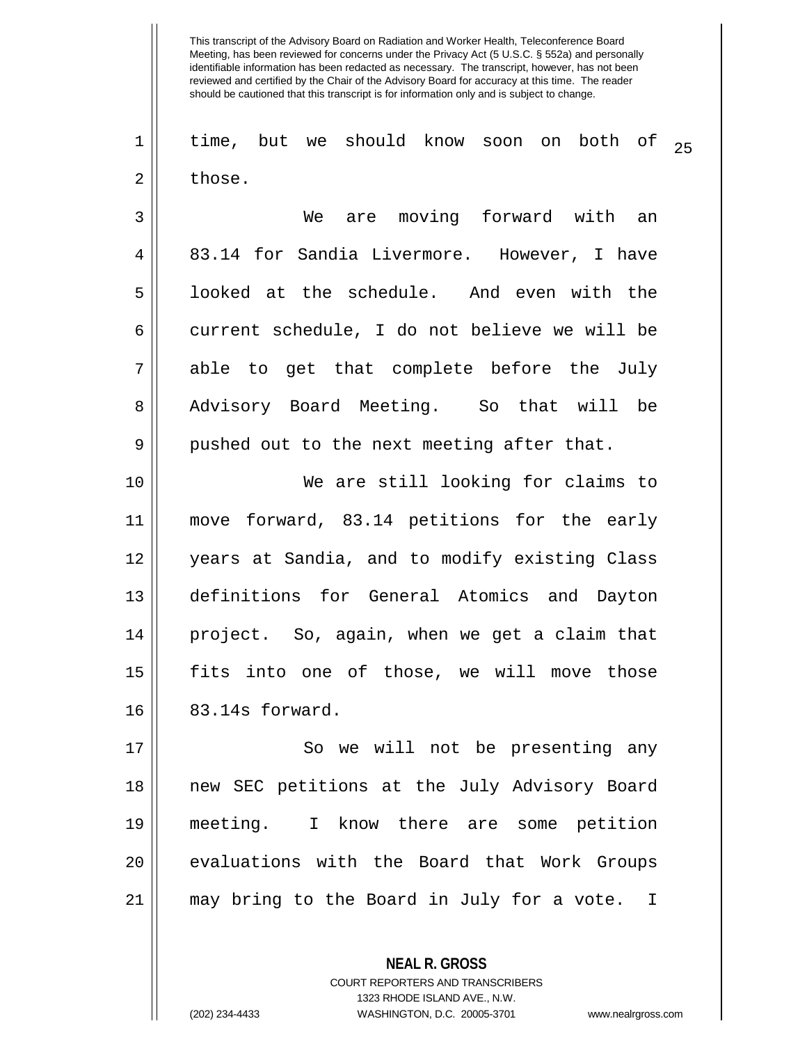time, but we should know soon on both of those.

We are moving forward with an 83.14 for Sandia Livermore. However, I have looked at the schedule. And even with the current schedule, I do not believe we will be able to get that complete before the July Advisory Board Meeting. So that will be pushed out to the next meeting after that.

We are still looking for claims to move forward, 83.14 petitions for the early years at Sandia, and to modify existing Class definitions for General Atomics and Dayton project. So, again, when we get a claim that fits into one of those, we will move those 83.14s forward.

So we will not be presenting any new SEC petitions at the July Advisory Board meeting. I know there are some petition evaluations with the Board that Work Groups may bring to the Board in July for a vote. I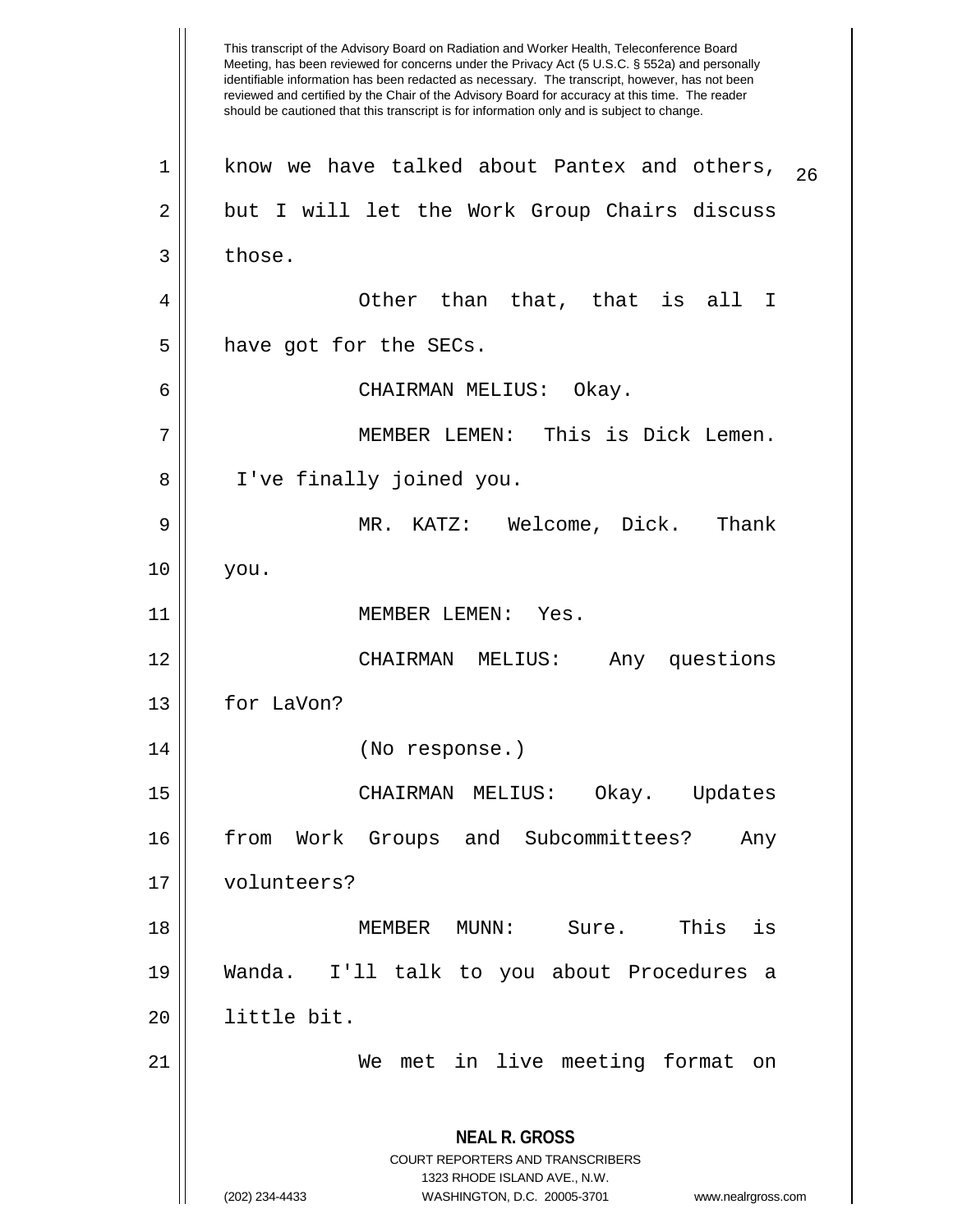know we have talked about Pantex and others, but I will let the Work Group Chairs discuss those.

Other than that, that is all I have got for the SECs.

CHAIRMAN MELIUS: Okay.

MEMBER LEMEN: This is Dick Lemen. I've finally joined you.

MR. KATZ: Welcome, Dick. Thank you.

MEMBER LEMEN: Yes.

CHAIRMAN MELIUS: Any questions for LaVon?

(No response.)

CHAIRMAN MELIUS: Okay. Updates from Work Groups and Subcommittees? Any volunteers?

MEMBER MUNN: Sure. This is Wanda. I'll talk to you about Procedures a little bit.

We met in live meeting format on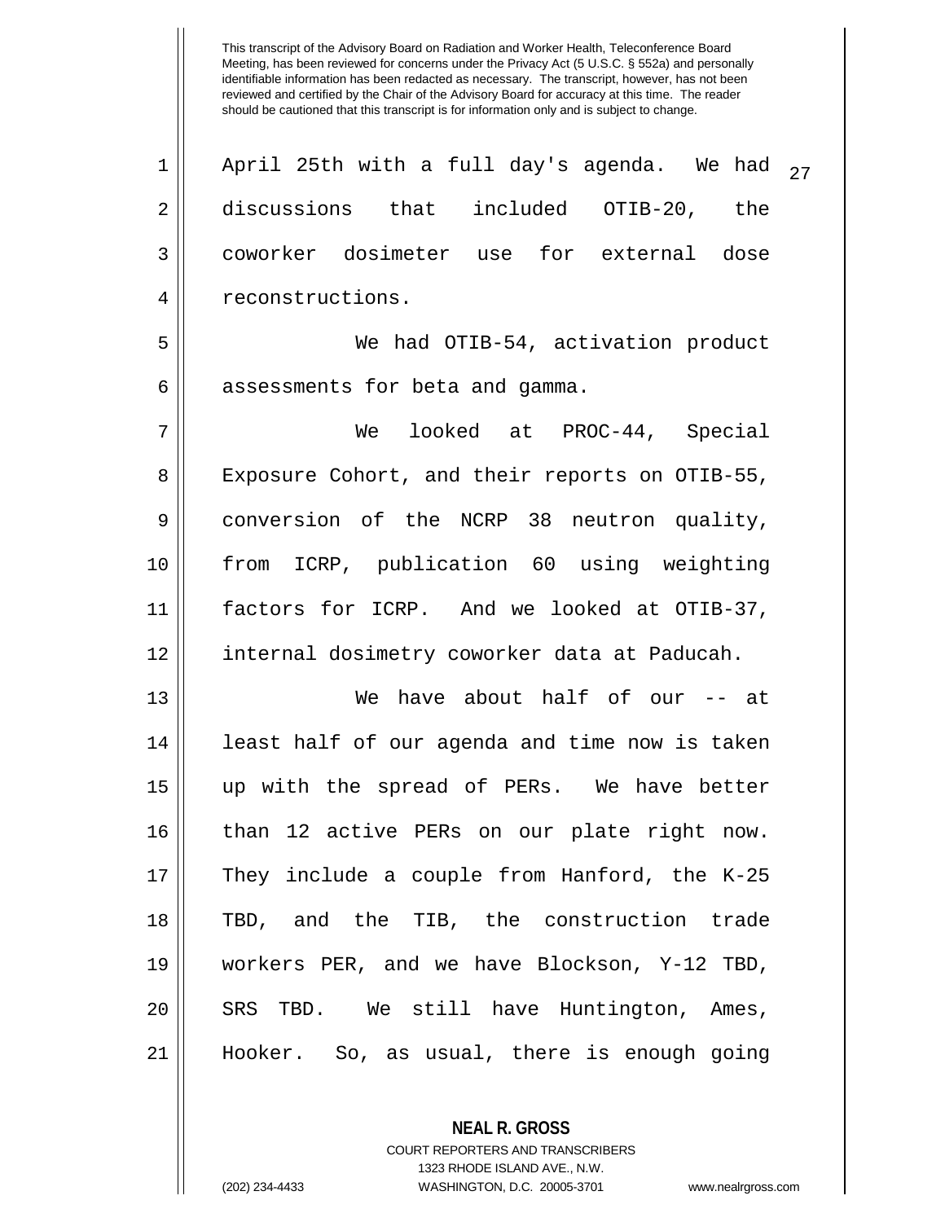April 25th with a full day's agenda. We had discussions that included OTIB-20, the coworker dosimeter use for external dose reconstructions.

We had OTIB-54, activation product assessments for beta and gamma.

We looked at PROC-44, Special Exposure Cohort, and their reports on OTIB-55, conversion of the NCRP 38 neutron quality, from ICRP, publication 60 using weighting factors for ICRP. And we looked at OTIB-37, internal dosimetry coworker data at Paducah.

We have about half of our -- at least half of our agenda and time now is taken up with the spread of PERs. We have better than 12 active PERs on our plate right now. They include a couple from Hanford, the K-25 TBD, and the TIB, the construction trade workers PER, and we have Blockson, Y-12 TBD, SRS TBD. We still have Huntington, Ames, Hooker. So, as usual, there is enough going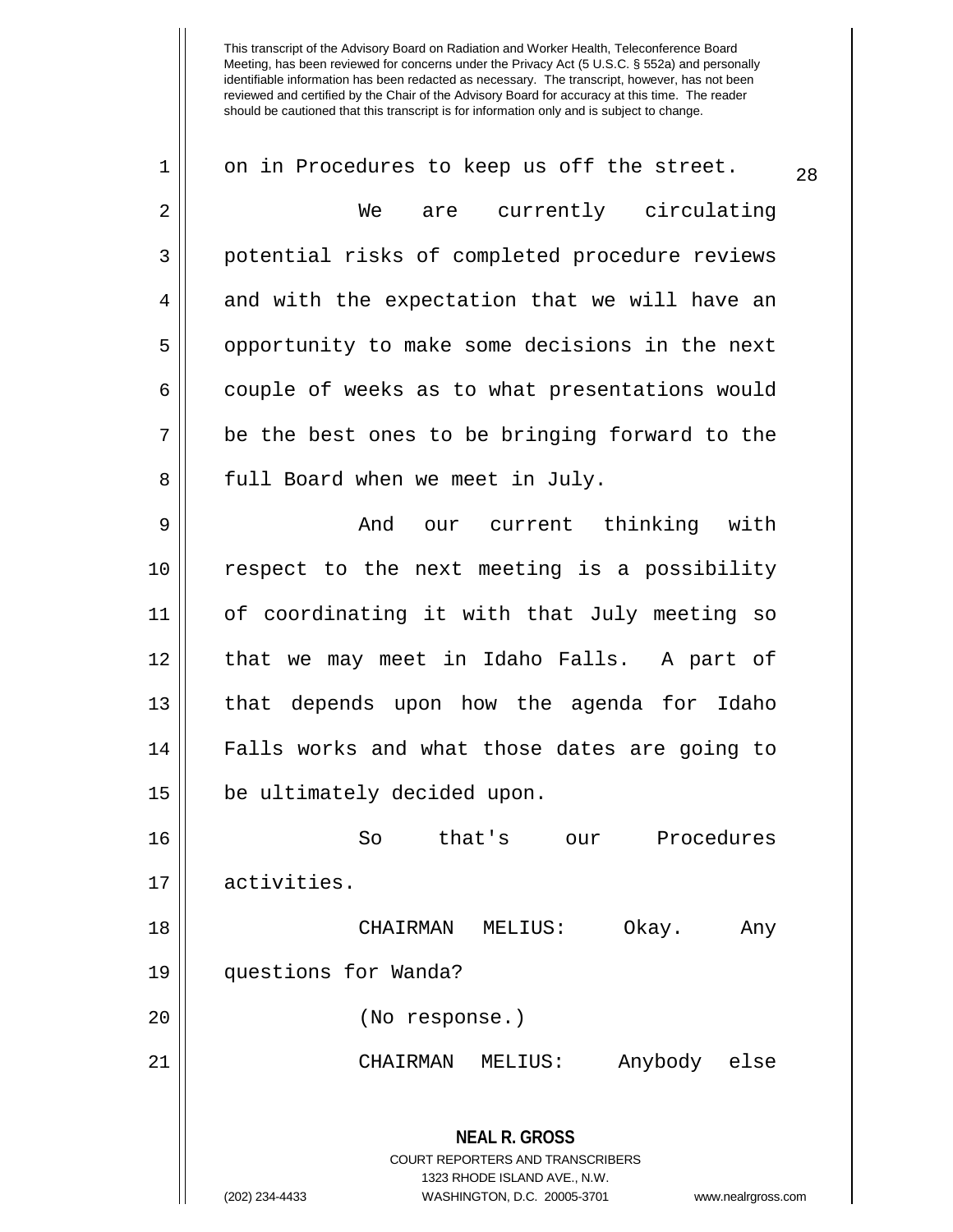on in Procedures to keep us off the street.

We are currently circulating potential risks of completed procedure reviews and with the expectation that we will have an opportunity to make some decisions in the next couple of weeks as to what presentations would be the best ones to be bringing forward to the full Board when we meet in July.

And our current thinking with respect to the next meeting is a possibility of coordinating it with that July meeting so that we may meet in Idaho Falls. A part of that depends upon how the agenda for Idaho Falls works and what those dates are going to be ultimately decided upon.

So that's our Procedures activities.

CHAIRMAN MELIUS: Okay. Any questions for Wanda?

(No response.)

CHAIRMAN MELIUS: Anybody else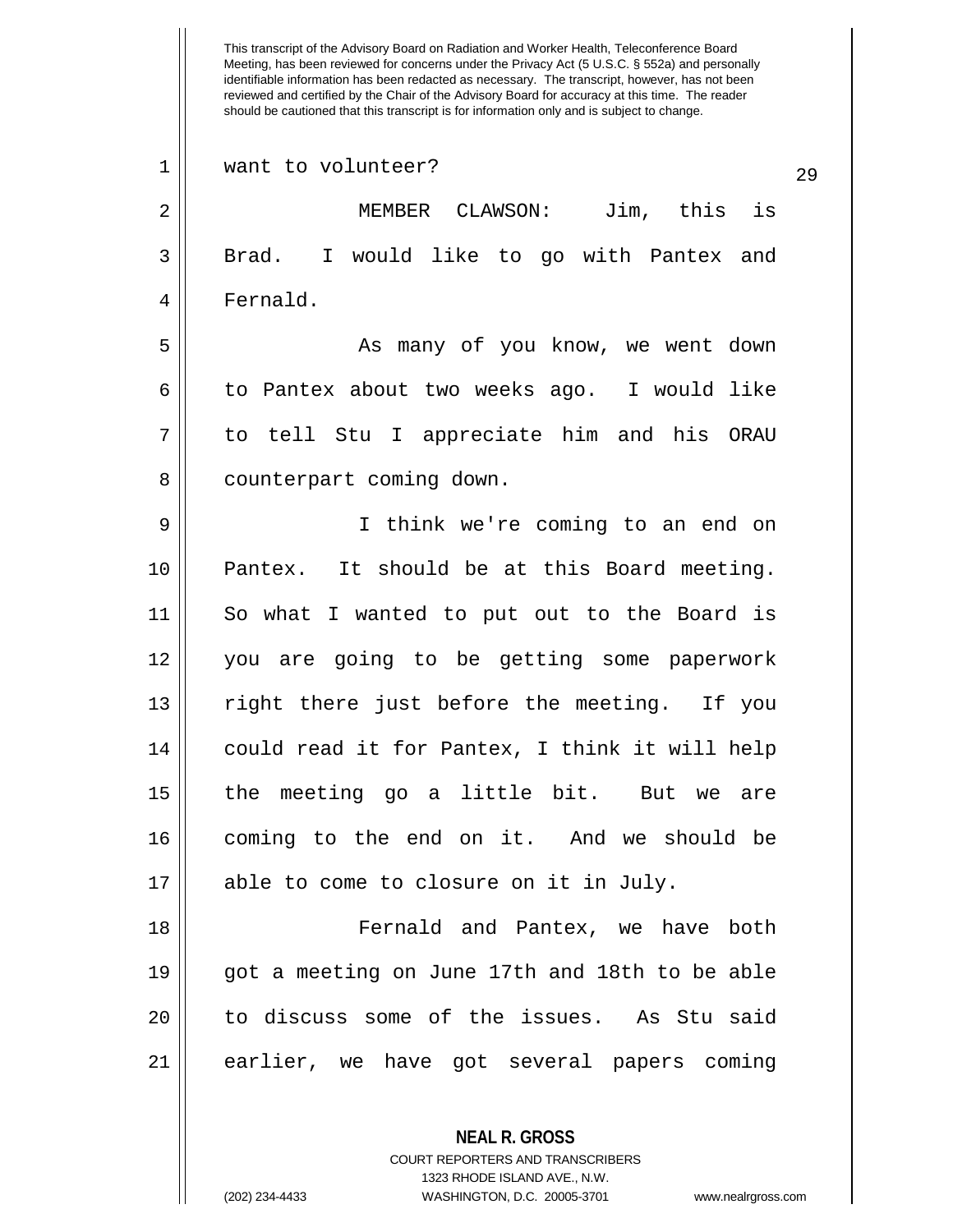want to volunteer?

MEMBER CLAWSON: Jim, this is Brad. I would like to go with Pantex and Fernald.

As many of you know, we went down to Pantex about two weeks ago. I would like to tell Stu I appreciate him and his ORAU counterpart coming down.

I think we're coming to an end on Pantex. It should be at this Board meeting. So what I wanted to put out to the Board is you are going to be getting some paperwork right there just before the meeting. If you could read it for Pantex, I think it will help the meeting go a little bit. But we are coming to the end on it. And we should be able to come to closure on it in July.

Fernald and Pantex, we have both got a meeting on June 17th and 18th to be able to discuss some of the issues. As Stu said earlier, we have got several papers coming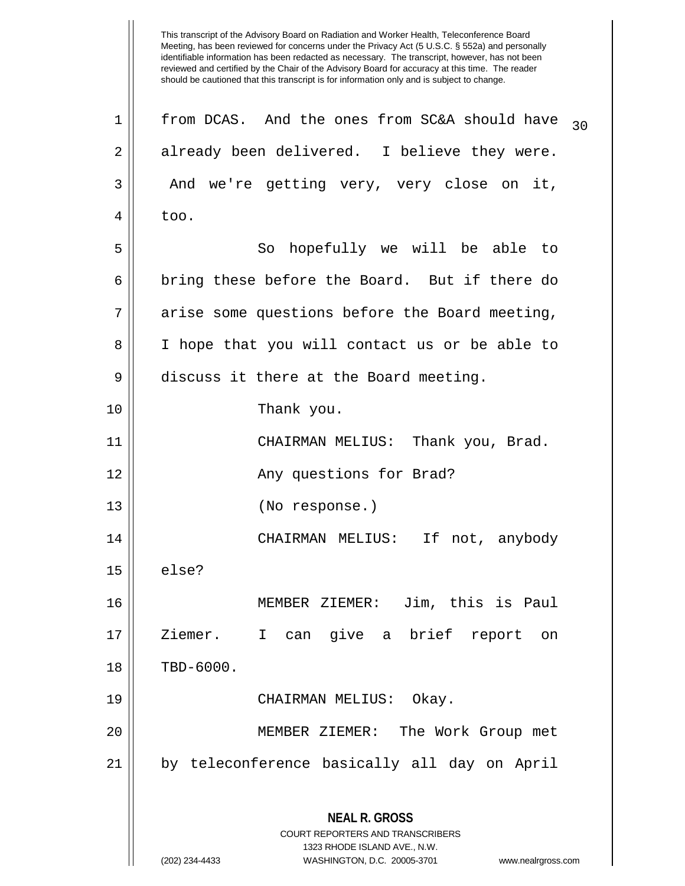This transcript of the Advisory Board on Radiation and Worker Health, Teleconference Board Meeting, has been reviewed for concerns under the Privacy Act (5 U.S.C. § 552a) and personally identifiable information has been redacted as necessary. The transcript, however, has not been reviewed and certified by the Chair of the Advisory Board for accuracy at this time. The reader should be cautioned that this transcript is for information only and is subject to change.

from DCAS. And the ones from SC&A should have already been delivered. I believe they were. And we're getting very, very close on it, too.

So hopefully we will be able to bring these before the Board. But if there do arise some questions before the Board meeting, I hope that you will contact us or be able to discuss it there at the Board meeting.

Thank you.

CHAIRMAN MELIUS: Thank you, Brad.

Any questions for Brad?

(No response.)

CHAIRMAN MELIUS: If not, anybody else?

MEMBER ZIEMER: Jim, this is Paul Ziemer. I can give a brief report on TBD-6000.

CHAIRMAN MELIUS: Okay.

MEMBER ZIEMER: The Work Group met by teleconference basically all day on April

**NEAL R. GROSS**
COURT REPORTERS AND TRANSCRIBERS
1323 RHODE ISLAND AVE., N.W.
(202) 234-4433 WASHINGTON, D.C. 20005-3701 www.nealrgross.com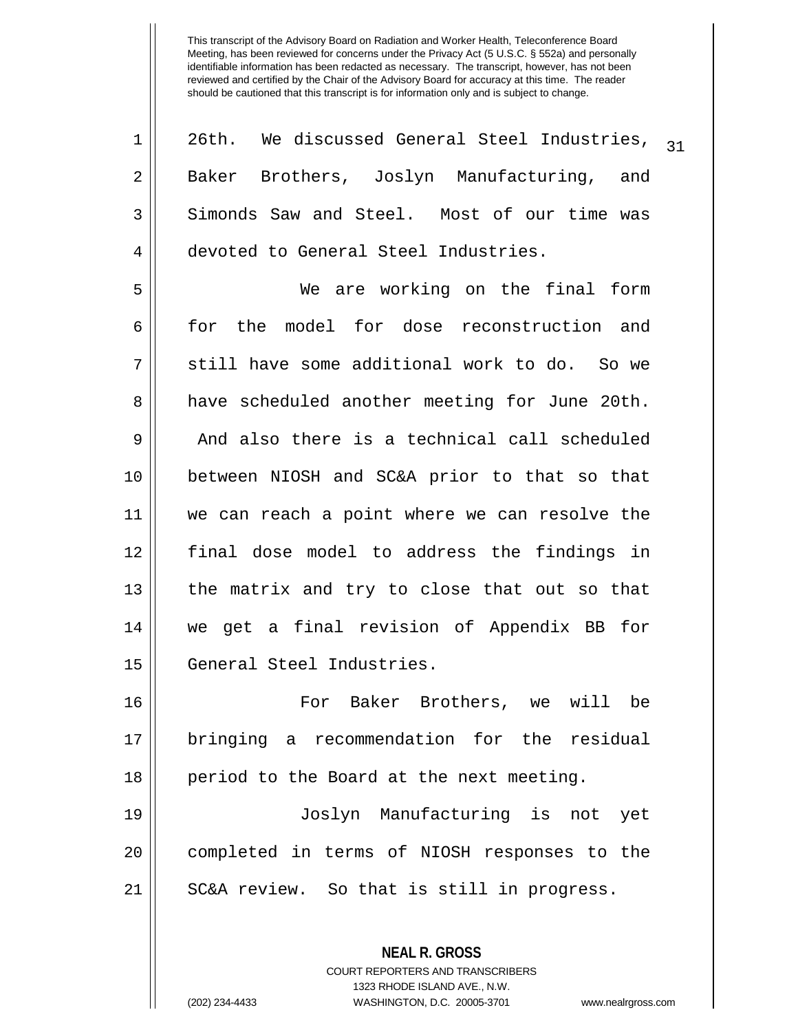26th. We discussed General Steel Industries, Baker Brothers, Joslyn Manufacturing, and Simonds Saw and Steel. Most of our time was devoted to General Steel Industries.

We are working on the final form for the model for dose reconstruction and still have some additional work to do. So we have scheduled another meeting for June 20th. And also there is a technical call scheduled between NIOSH and SC&A prior to that so that we can reach a point where we can resolve the final dose model to address the findings in the matrix and try to close that out so that we get a final revision of Appendix BB for General Steel Industries.

For Baker Brothers, we will be bringing a recommendation for the residual period to the Board at the next meeting.

Joslyn Manufacturing is not yet completed in terms of NIOSH responses to the SC&A review. So that is still in progress.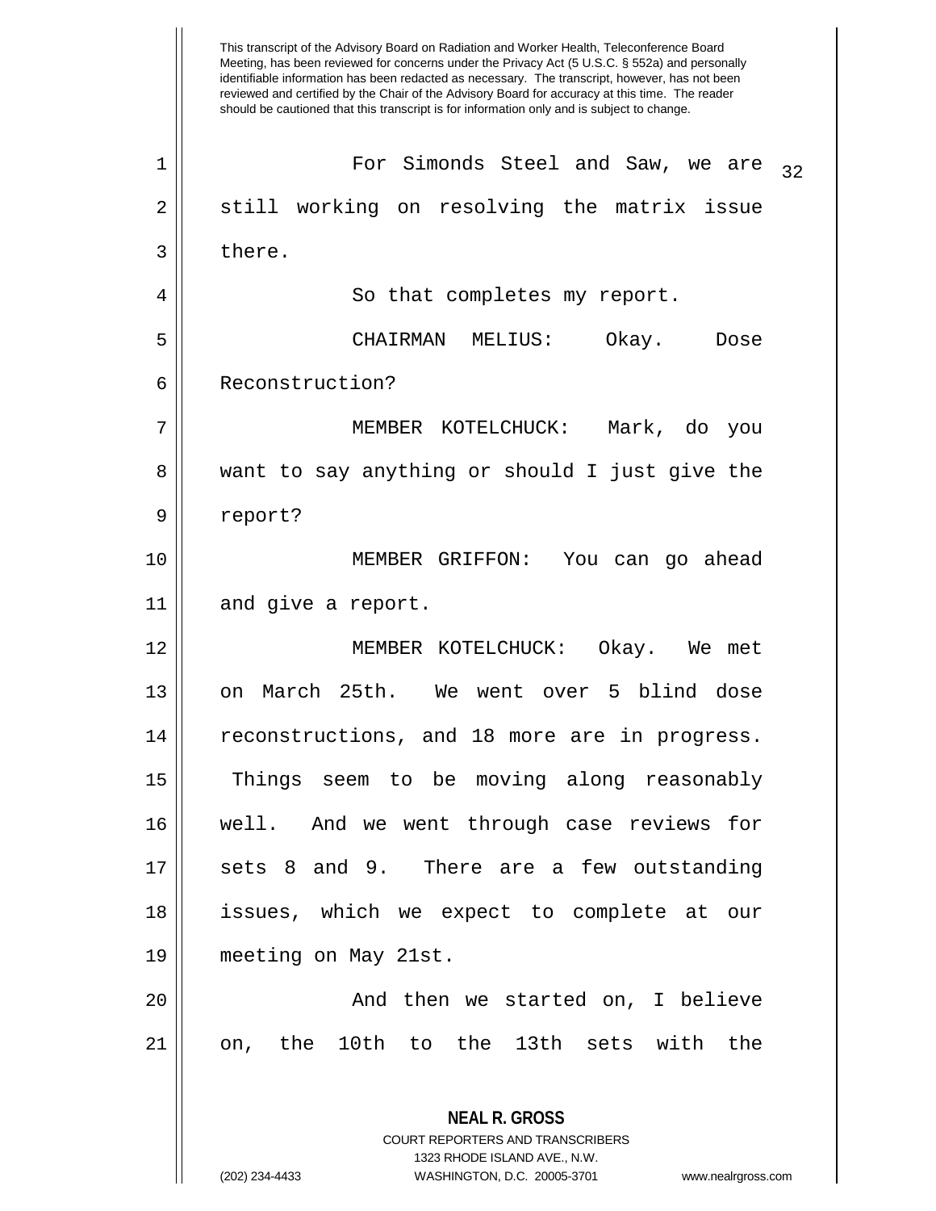This transcript of the Advisory Board on Radiation and Worker Health, Teleconference Board Meeting, has been reviewed for concerns under the Privacy Act (5 U.S.C. § 552a) and personally identifiable information has been redacted as necessary. The transcript, however, has not been reviewed and certified by the Chair of the Advisory Board for accuracy at this time. The reader should be cautioned that this transcript is for information only and is subject to change.

For Simonds Steel and Saw, we are still working on resolving the matrix issue there.

So that completes my report.

CHAIRMAN MELIUS: Okay. Dose Reconstruction?

MEMBER KOTELCHUCK: Mark, do you want to say anything or should I just give the report?

MEMBER GRIFFON: You can go ahead and give a report.

MEMBER KOTELCHUCK: Okay. We met on March 25th. We went over 5 blind dose reconstructions, and 18 more are in progress. Things seem to be moving along reasonably well. And we went through case reviews for sets 8 and 9. There are a few outstanding issues, which we expect to complete at our meeting on May 21st.

And then we started on, I believe on, the 10th to the 13th sets with the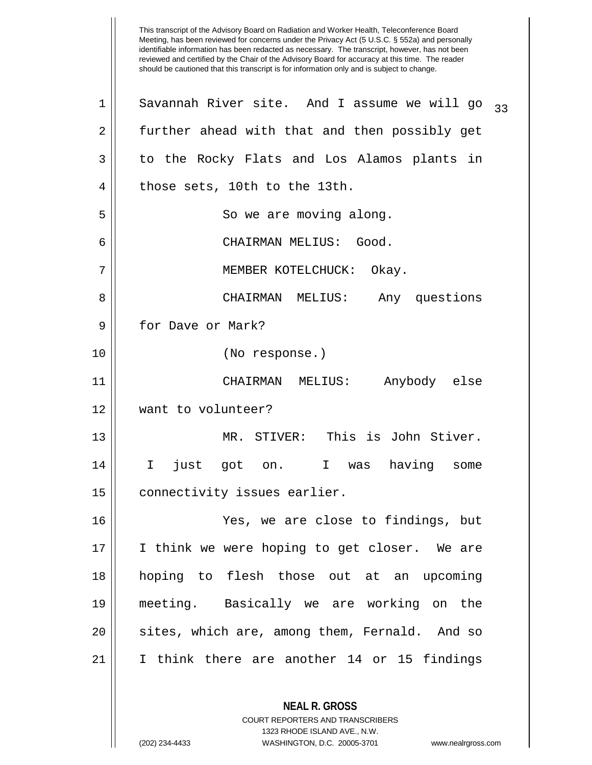Savannah River site. And I assume we will go further ahead with that and then possibly get to the Rocky Flats and Los Alamos plants in those sets, 10th to the 13th.

So we are moving along.

CHAIRMAN MELIUS: Good.

MEMBER KOTELCHUCK: Okay.

CHAIRMAN MELIUS: Any questions for Dave or Mark?

(No response.)

CHAIRMAN MELIUS: Anybody else want to volunteer?

MR. STIVER: This is John Stiver. I just got on. I was having some connectivity issues earlier.

Yes, we are close to findings, but I think we were hoping to get closer. We are hoping to flesh those out at an upcoming meeting. Basically we are working on the sites, which are, among them, Fernald. And so I think there are another 14 or 15 findings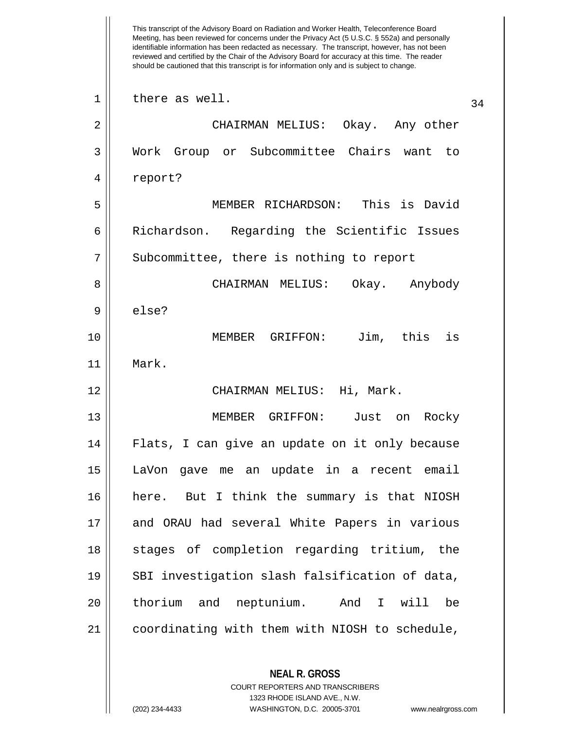This transcript of the Advisory Board on Radiation and Worker Health, Teleconference Board Meeting, has been reviewed for concerns under the Privacy Act (5 U.S.C. § 552a) and personally identifiable information has been redacted as necessary. The transcript, however, has not been reviewed and certified by the Chair of the Advisory Board for accuracy at this time. The reader should be cautioned that this transcript is for information only and is subject to change.

there as well.

CHAIRMAN MELIUS: Okay. Any other Work Group or Subcommittee Chairs want to report?

MEMBER RICHARDSON: This is David Richardson. Regarding the Scientific Issues Subcommittee, there is nothing to report

CHAIRMAN MELIUS: Okay. Anybody else?

MEMBER GRIFFON: Jim, this is Mark.

CHAIRMAN MELIUS: Hi, Mark.

MEMBER GRIFFON: Just on Rocky Flats, I can give an update on it only because LaVon gave me an update in a recent email here. But I think the summary is that NIOSH and ORAU had several White Papers in various stages of completion regarding tritium, the SBI investigation slash falsification of data, thorium and neptunium. And I will be coordinating with them with NIOSH to schedule,

**NEAL R. GROSS**
COURT REPORTERS AND TRANSCRIBERS
1323 RHODE ISLAND AVE., N.W.
(202) 234-4433 WASHINGTON, D.C. 20005-3701 www.nealrgross.com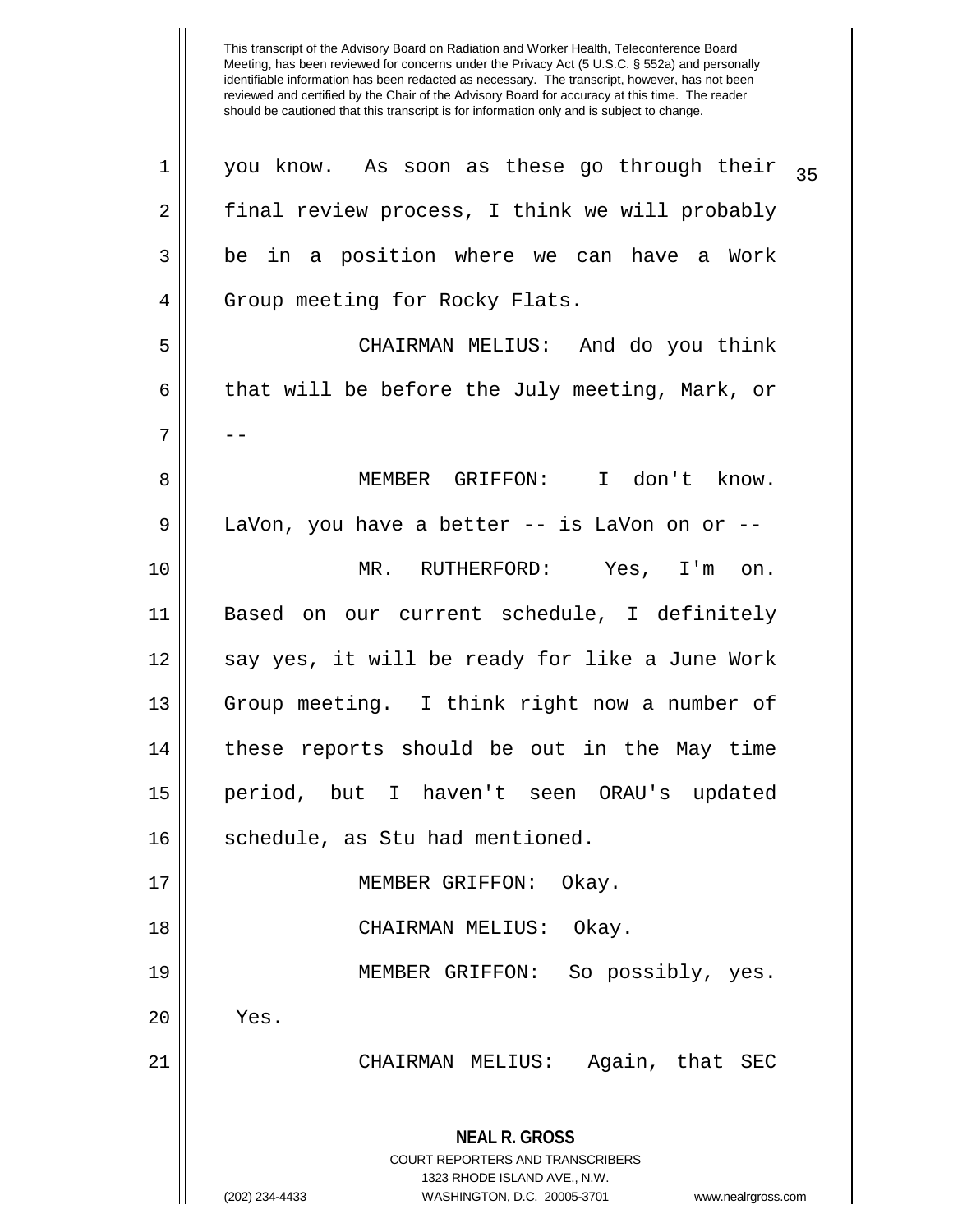This transcript of the Advisory Board on Radiation and Worker Health, Teleconference Board Meeting, has been reviewed for concerns under the Privacy Act (5 U.S.C. § 552a) and personally identifiable information has been redacted as necessary. The transcript, however, has not been reviewed and certified by the Chair of the Advisory Board for accuracy at this time. The reader should be cautioned that this transcript is for information only and is subject to change.

you know. As soon as these go through their final review process, I think we will probably be in a position where we can have a Work Group meeting for Rocky Flats.

CHAIRMAN MELIUS: And do you think that will be before the July meeting, Mark, or --

MEMBER GRIFFON: I don't know. LaVon, you have a better -- is LaVon on or --

MR. RUTHERFORD: Yes, I'm on. Based on our current schedule, I definitely say yes, it will be ready for like a June Work Group meeting. I think right now a number of these reports should be out in the May time period, but I haven't seen ORAU's updated schedule, as Stu had mentioned.

MEMBER GRIFFON: Okay.

CHAIRMAN MELIUS: Okay.

MEMBER GRIFFON: So possibly, yes. Yes.

CHAIRMAN MELIUS: Again, that SEC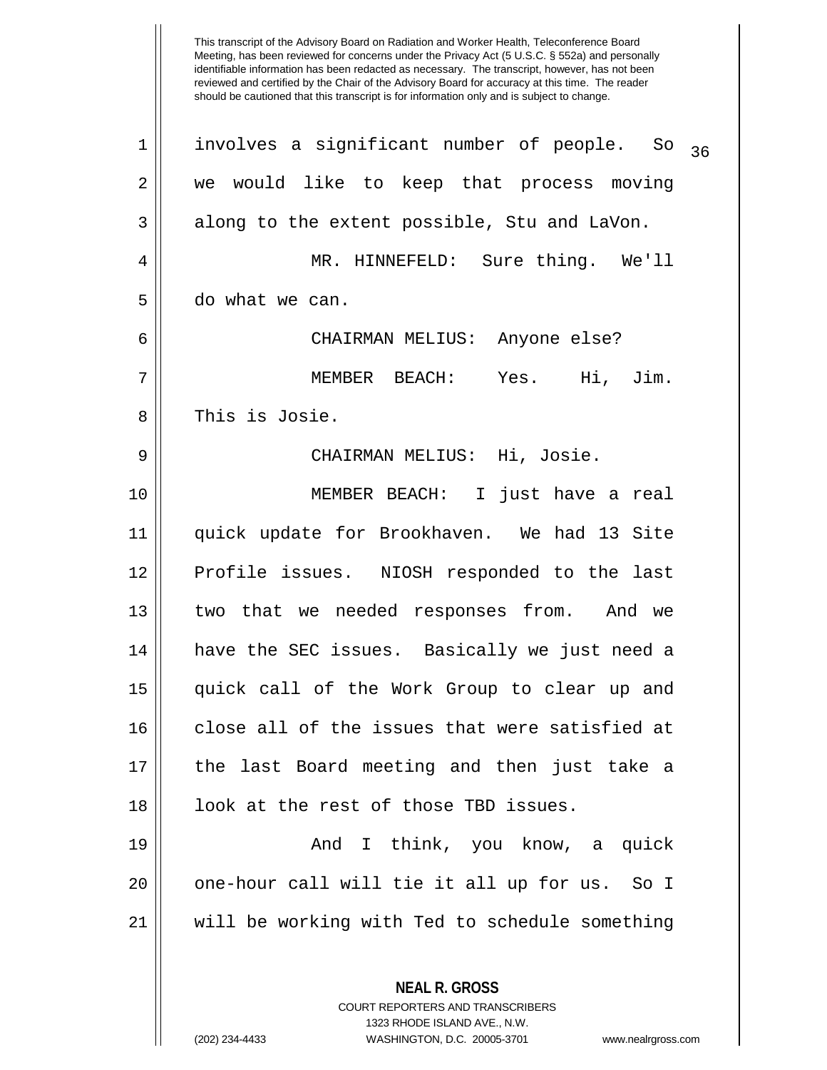involves a significant number of people. So we would like to keep that process moving along to the extent possible, Stu and LaVon.

MR. HINNEFELD: Sure thing. We'll do what we can.

CHAIRMAN MELIUS: Anyone else?

MEMBER BEACH: Yes. Hi, Jim. This is Josie.

CHAIRMAN MELIUS: Hi, Josie.

MEMBER BEACH: I just have a real quick update for Brookhaven. We had 13 Site Profile issues. NIOSH responded to the last two that we needed responses from. And we have the SEC issues. Basically we just need a quick call of the Work Group to clear up and close all of the issues that were satisfied at the last Board meeting and then just take a look at the rest of those TBD issues.

And I think, you know, a quick one-hour call will tie it all up for us. So I will be working with Ted to schedule something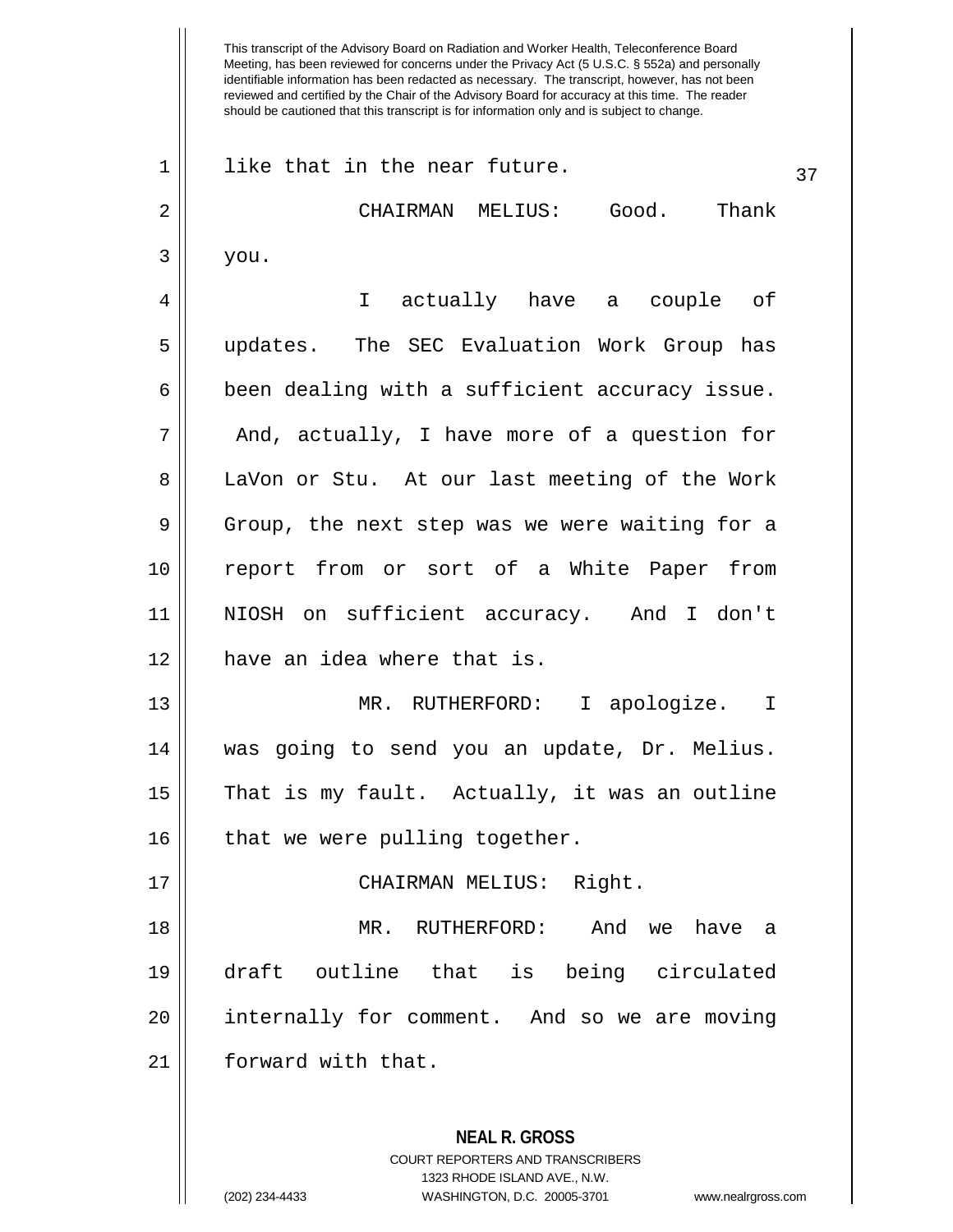like that in the near future.

CHAIRMAN MELIUS: Good. Thank you.

I actually have a couple of updates. The SEC Evaluation Work Group has been dealing with a sufficient accuracy issue. And, actually, I have more of a question for LaVon or Stu. At our last meeting of the Work Group, the next step was we were waiting for a report from or sort of a White Paper from NIOSH on sufficient accuracy. And I don't have an idea where that is.

MR. RUTHERFORD: I apologize. I was going to send you an update, Dr. Melius. That is my fault. Actually, it was an outline that we were pulling together.

CHAIRMAN MELIUS: Right.

MR. RUTHERFORD: And we have a draft outline that is being circulated internally for comment. And so we are moving forward with that.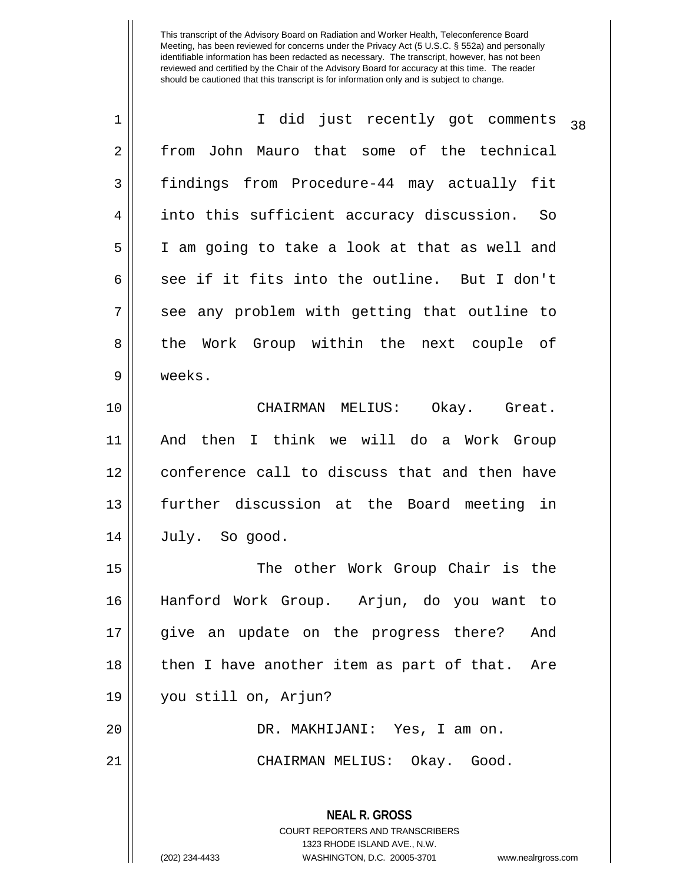This transcript of the Advisory Board on Radiation and Worker Health, Teleconference Board Meeting, has been reviewed for concerns under the Privacy Act (5 U.S.C. § 552a) and personally identifiable information has been redacted as necessary. The transcript, however, has not been reviewed and certified by the Chair of the Advisory Board for accuracy at this time. The reader should be cautioned that this transcript is for information only and is subject to change.

I did just recently got comments from John Mauro that some of the technical findings from Procedure-44 may actually fit into this sufficient accuracy discussion. So I am going to take a look at that as well and see if it fits into the outline. But I don't see any problem with getting that outline to the Work Group within the next couple of weeks.

CHAIRMAN MELIUS: Okay. Great. And then I think we will do a Work Group conference call to discuss that and then have further discussion at the Board meeting in July. So good.

The other Work Group Chair is the Hanford Work Group. Arjun, do you want to give an update on the progress there? And then I have another item as part of that. Are you still on, Arjun?

DR. MAKHIJANI: Yes, I am on.

CHAIRMAN MELIUS: Okay. Good.

**NEAL R. GROSS**
COURT REPORTERS AND TRANSCRIBERS
1323 RHODE ISLAND AVE., N.W.
(202) 234-4433 WASHINGTON, D.C. 20005-3701 www.nealrgross.com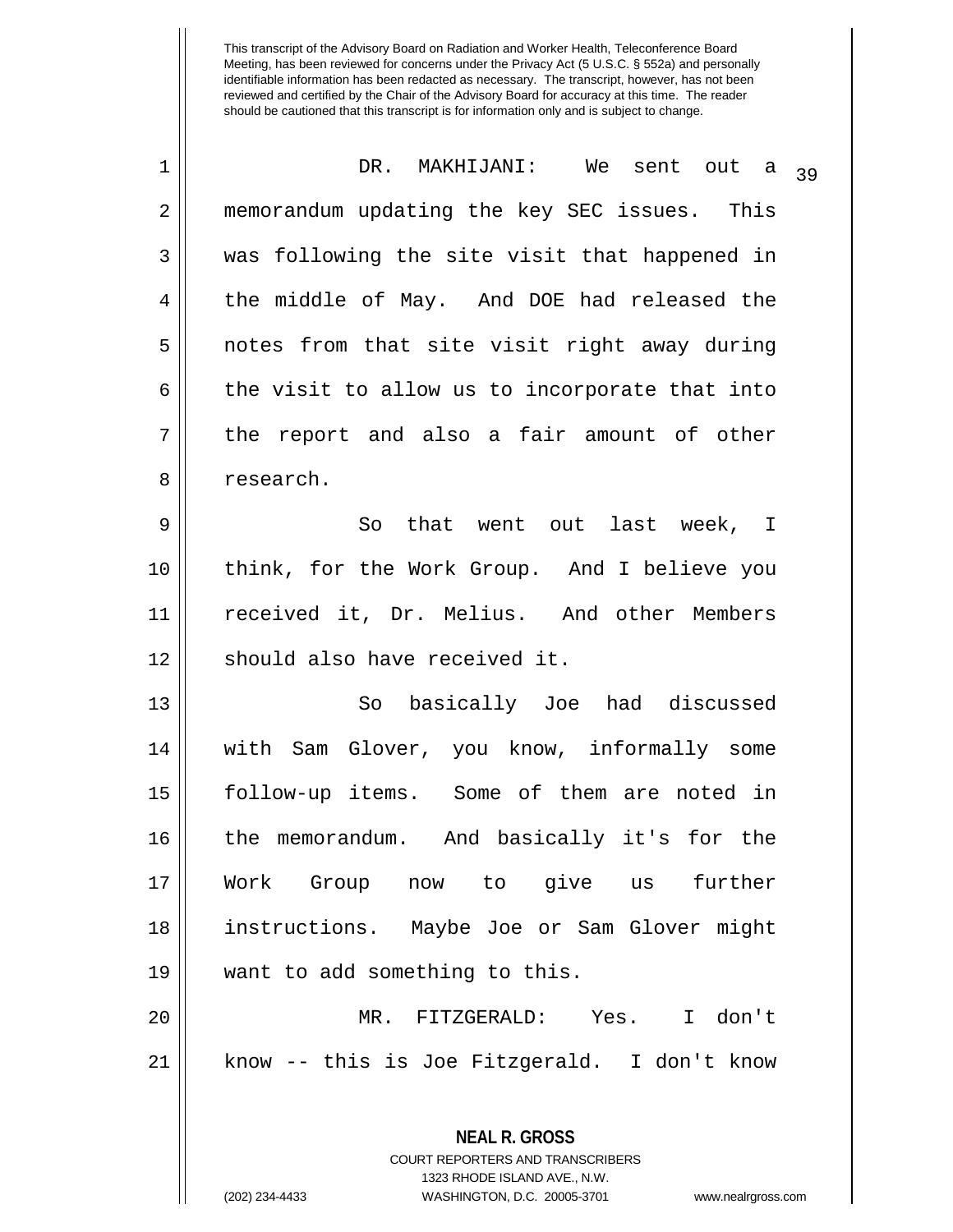This transcript of the Advisory Board on Radiation and Worker Health, Teleconference Board Meeting, has been reviewed for concerns under the Privacy Act (5 U.S.C. § 552a) and personally identifiable information has been redacted as necessary. The transcript, however, has not been reviewed and certified by the Chair of the Advisory Board for accuracy at this time. The reader should be cautioned that this transcript is for information only and is subject to change.

DR. MAKHIJANI: We sent out a memorandum updating the key SEC issues. This was following the site visit that happened in the middle of May. And DOE had released the notes from that site visit right away during the visit to allow us to incorporate that into the report and also a fair amount of other research.

So that went out last week, I think, for the Work Group. And I believe you received it, Dr. Melius. And other Members should also have received it.

So basically Joe had discussed with Sam Glover, you know, informally some follow-up items. Some of them are noted in the memorandum. And basically it's for the Work Group now to give us further instructions. Maybe Joe or Sam Glover might want to add something to this.

MR. FITZGERALD: Yes. I don't know -- this is Joe Fitzgerald. I don't know

**NEAL R. GROSS**
COURT REPORTERS AND TRANSCRIBERS
1323 RHODE ISLAND AVE., N.W.
(202) 234-4433 WASHINGTON, D.C. 20005-3701 www.nealrgross.com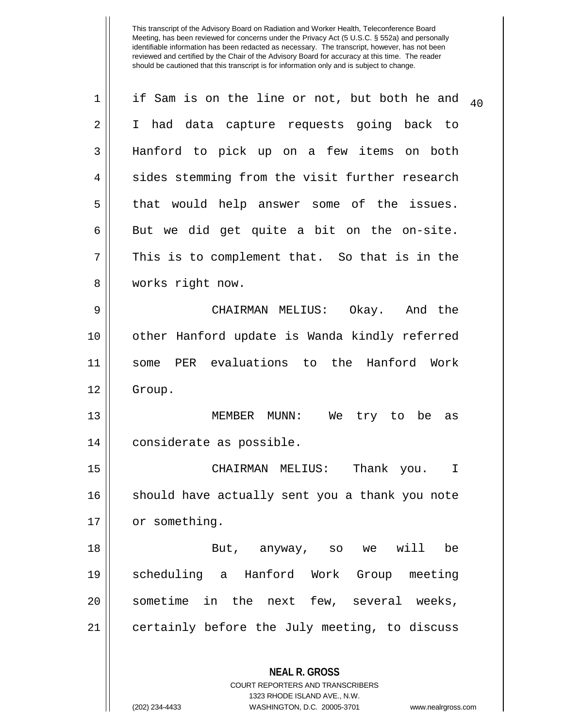This transcript of the Advisory Board on Radiation and Worker Health, Teleconference Board Meeting, has been reviewed for concerns under the Privacy Act (5 U.S.C. § 552a) and personally identifiable information has been redacted as necessary. The transcript, however, has not been reviewed and certified by the Chair of the Advisory Board for accuracy at this time. The reader should be cautioned that this transcript is for information only and is subject to change.

if Sam is on the line or not, but both he and I had data capture requests going back to Hanford to pick up on a few items on both sides stemming from the visit further research that would help answer some of the issues. But we did get quite a bit on the on-site. This is to complement that. So that is in the works right now.

CHAIRMAN MELIUS: Okay. And the other Hanford update is Wanda kindly referred some PER evaluations to the Hanford Work Group.

MEMBER MUNN: We try to be as considerate as possible.

CHAIRMAN MELIUS: Thank you. I should have actually sent you a thank you note or something.

But, anyway, so we will be scheduling a Hanford Work Group meeting sometime in the next few, several weeks, certainly before the July meeting, to discuss

**NEAL R. GROSS**
COURT REPORTERS AND TRANSCRIBERS
1323 RHODE ISLAND AVE., N.W.
(202) 234-4433 WASHINGTON, D.C. 20005-3701 www.nealrgross.com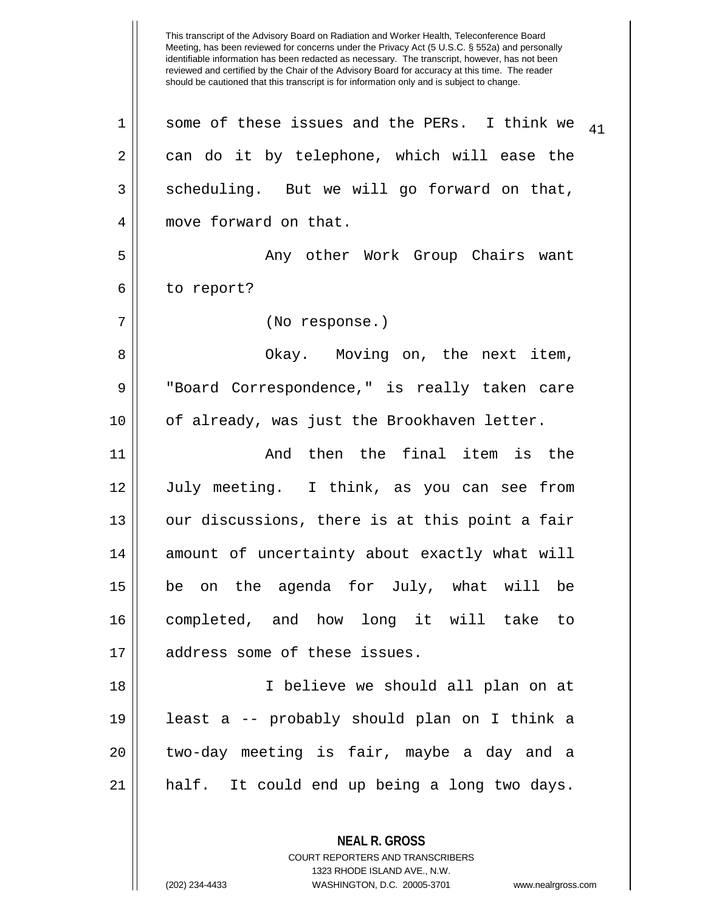some of these issues and the PERs. I think we can do it by telephone, which will ease the scheduling. But we will go forward on that, move forward on that.

Any other Work Group Chairs want to report?

(No response.)

Okay. Moving on, the next item, "Board Correspondence," is really taken care of already, was just the Brookhaven letter.

And then the final item is the July meeting. I think, as you can see from our discussions, there is at this point a fair amount of uncertainty about exactly what will be on the agenda for July, what will be completed, and how long it will take to address some of these issues.

I believe we should all plan on at least a -- probably should plan on I think a two-day meeting is fair, maybe a day and a half. It could end up being a long two days.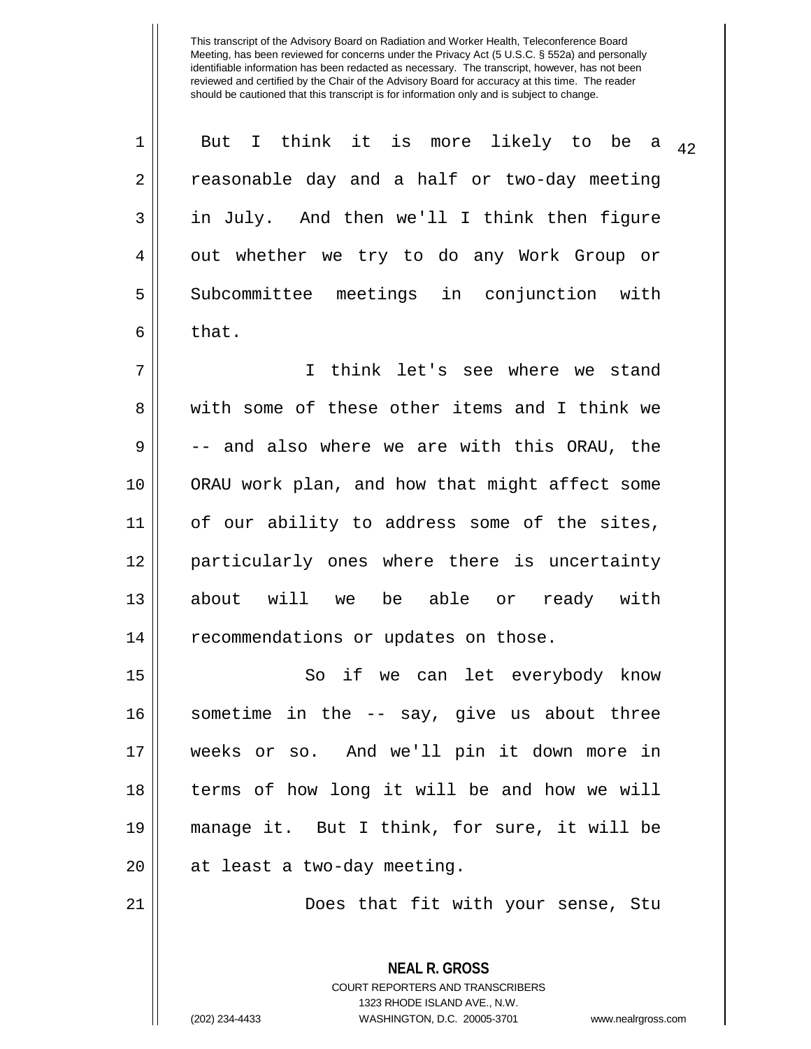But I think it is more likely to be a reasonable day and a half or two-day meeting in July. And then we'll I think then figure out whether we try to do any Work Group or Subcommittee meetings in conjunction with that.

I think let's see where we stand with some of these other items and I think we -- and also where we are with this ORAU, the ORAU work plan, and how that might affect some of our ability to address some of the sites, particularly ones where there is uncertainty about will we be able or ready with recommendations or updates on those.

So if we can let everybody know sometime in the -- say, give us about three weeks or so. And we'll pin it down more in terms of how long it will be and how we will manage it. But I think, for sure, it will be at least a two-day meeting.

Does that fit with your sense, Stu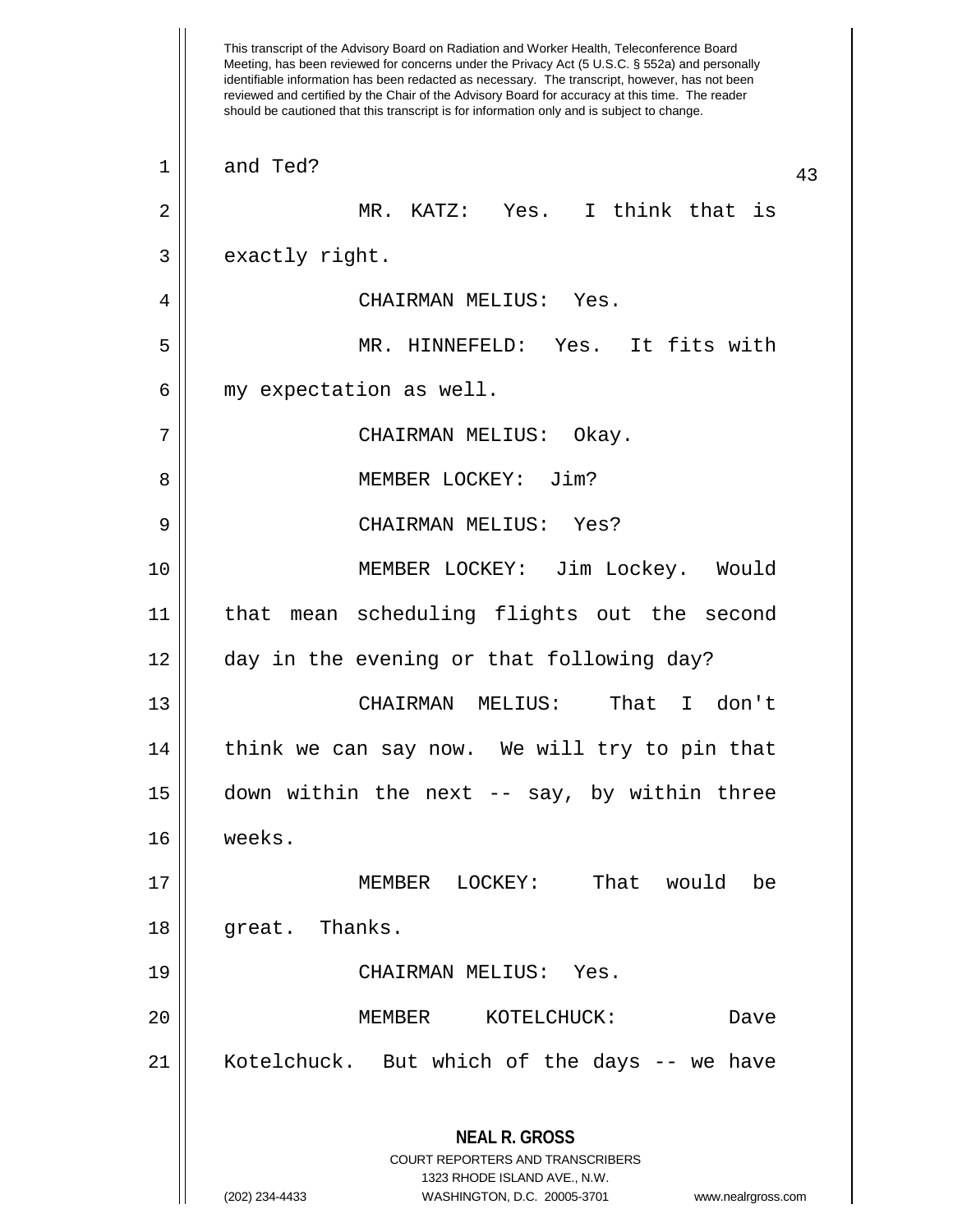This transcript of the Advisory Board on Radiation and Worker Health, Teleconference Board Meeting, has been reviewed for concerns under the Privacy Act (5 U.S.C. § 552a) and personally identifiable information has been redacted as necessary. The transcript, however, has not been reviewed and certified by the Chair of the Advisory Board for accuracy at this time. The reader should be cautioned that this transcript is for information only and is subject to change.

and Ted?

MR. KATZ: Yes. I think that is exactly right.

CHAIRMAN MELIUS: Yes.

MR. HINNEFELD: Yes. It fits with my expectation as well.

CHAIRMAN MELIUS: Okay.

MEMBER LOCKEY: Jim?

CHAIRMAN MELIUS: Yes?

MEMBER LOCKEY: Jim Lockey. Would that mean scheduling flights out the second day in the evening or that following day?

CHAIRMAN MELIUS: That I don't think we can say now. We will try to pin that down within the next -- say, by within three weeks.

MEMBER LOCKEY: That would be great. Thanks.

CHAIRMAN MELIUS: Yes.

MEMBER KOTELCHUCK: Dave Kotelchuck. But which of the days -- we have

**NEAL R. GROSS**
COURT REPORTERS AND TRANSCRIBERS
1323 RHODE ISLAND AVE., N.W.
(202) 234-4433 WASHINGTON, D.C. 20005-3701 www.nealrgross.com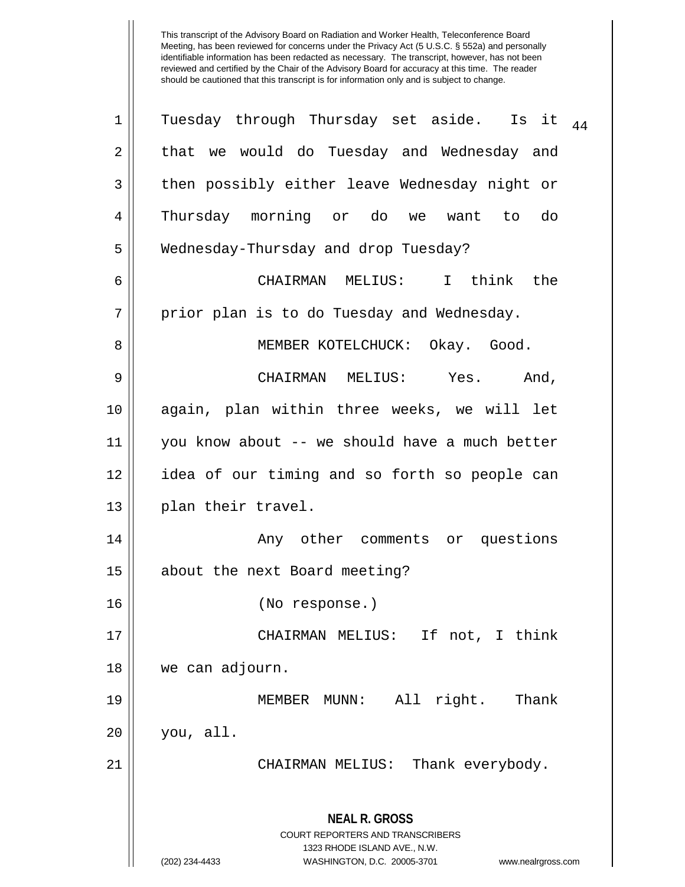Tuesday through Thursday set aside. Is it that we would do Tuesday and Wednesday and then possibly either leave Wednesday night or Thursday morning or do we want to do Wednesday-Thursday and drop Tuesday?

CHAIRMAN MELIUS: I think the prior plan is to do Tuesday and Wednesday.

MEMBER KOTELCHUCK: Okay. Good.

CHAIRMAN MELIUS: Yes. And, again, plan within three weeks, we will let you know about -- we should have a much better idea of our timing and so forth so people can plan their travel.

Any other comments or questions about the next Board meeting?

(No response.)

CHAIRMAN MELIUS: If not, I think we can adjourn.

MEMBER MUNN: All right. Thank you, all.

CHAIRMAN MELIUS: Thank everybody.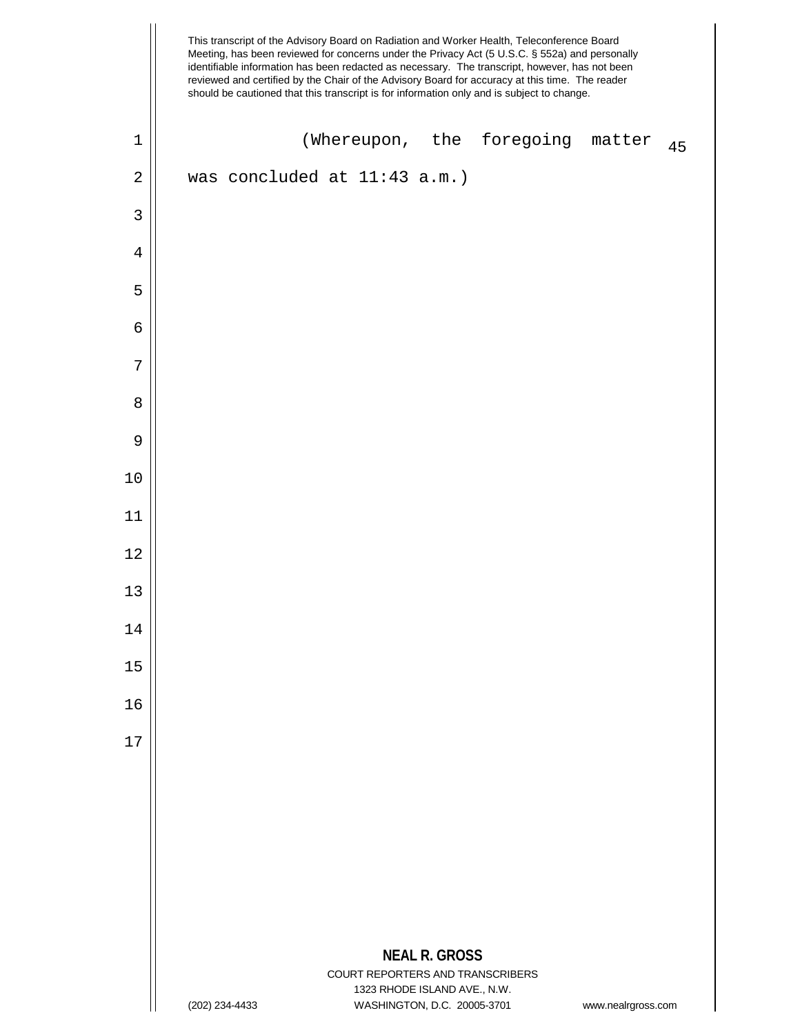This transcript of the Advisory Board on Radiation and Worker Health, Teleconference Board Meeting, has been reviewed for concerns under the Privacy Act (5 U.S.C. § 552a) and personally identifiable information has been redacted as necessary. The transcript, however, has not been reviewed and certified by the Chair of the Advisory Board for accuracy at this time. The reader should be cautioned that this transcript is for information only and is subject to change.

(Whereupon, the foregoing matter was concluded at 11:43 a.m.)